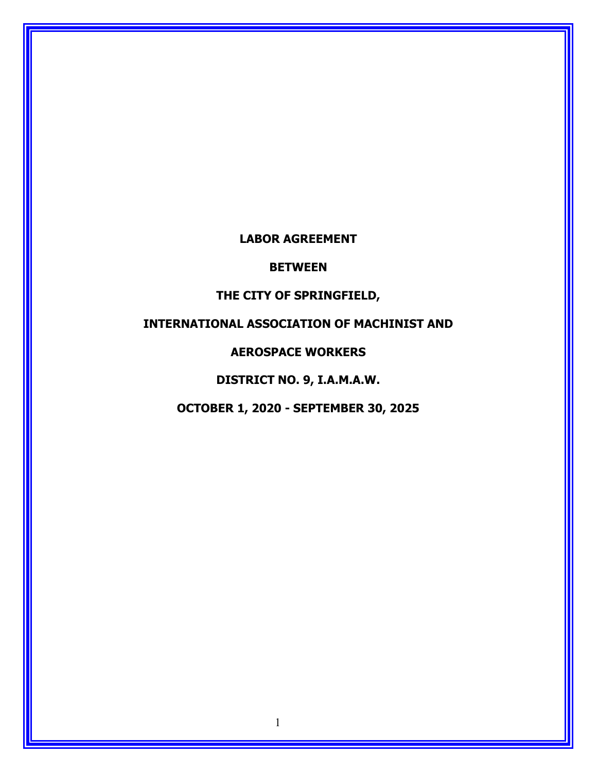**LABOR AGREEMENT**

**BETWEEN**

**THE CITY OF SPRINGFIELD,**

**INTERNATIONAL ASSOCIATION OF MACHINIST AND**

**AEROSPACE WORKERS**

**DISTRICT NO. 9, I.A.M.A.W.**

**OCTOBER 1, 2020 - SEPTEMBER 30, 2025**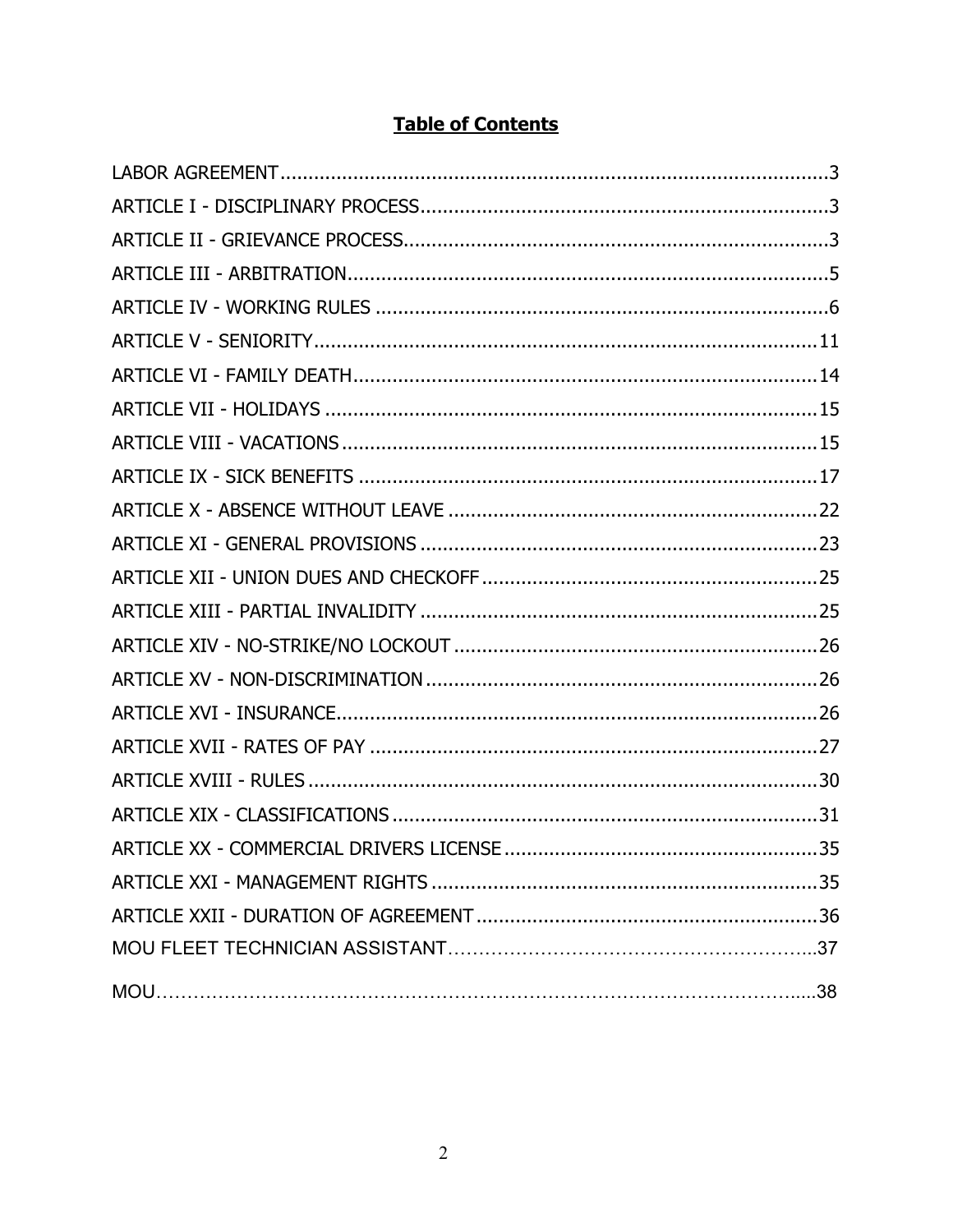# Table of Contents

| | |
|---|---|
| LABOR AGREEMENT | 3 |
| ARTICLE I - DISCIPLINARY PROCESS | 3 |
| ARTICLE II - GRIEVANCE PROCESS | 3 |
| ARTICLE III - ARBITRATION | 5 |
| ARTICLE IV - WORKING RULES | 6 |
| ARTICLE V - SENIORITY | 11 |
| ARTICLE VI - FAMILY DEATH | 14 |
| ARTICLE VII - HOLIDAYS | 15 |
| ARTICLE VIII - VACATIONS | 15 |
| ARTICLE IX - SICK BENEFITS | 17 |
| ARTICLE X - ABSENCE WITHOUT LEAVE | 22 |
| ARTICLE XI - GENERAL PROVISIONS | 23 |
| ARTICLE XII - UNION DUES AND CHECKOFF | 25 |
| ARTICLE XIII - PARTIAL INVALIDITY | 25 |
| ARTICLE XIV - NO-STRIKE/NO LOCKOUT | 26 |
| ARTICLE XV - NON-DISCRIMINATION | 26 |
| ARTICLE XVI - INSURANCE | 26 |
| ARTICLE XVII - RATES OF PAY | 27 |
| ARTICLE XVIII - RULES | 30 |
| ARTICLE XIX - CLASSIFICATIONS | 31 |
| ARTICLE XX - COMMERCIAL DRIVERS LICENSE | 35 |
| ARTICLE XXI - MANAGEMENT RIGHTS | 35 |
| ARTICLE XXII - DURATION OF AGREEMENT | 36 |
| MOU FLEET TECHNICIAN ASSISTANT | 37 |
| MOU | 38 |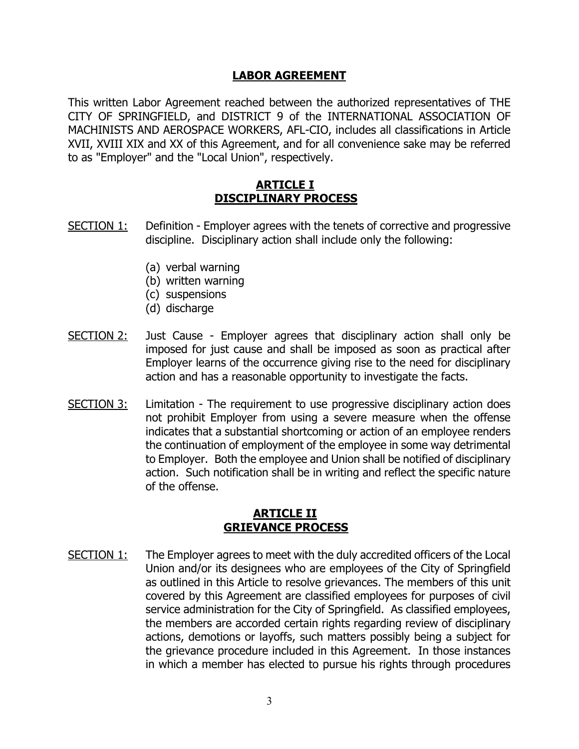# LABOR AGREEMENT

This written Labor Agreement reached between the authorized representatives of THE CITY OF SPRINGFIELD, and DISTRICT 9 of the INTERNATIONAL ASSOCIATION OF MACHINISTS AND AEROSPACE WORKERS, AFL-CIO, includes all classifications in Article XVII, XVIII XIX and XX of this Agreement, and for all convenience sake may be referred to as "Employer" and the "Local Union", respectively.

## ARTICLE I
## DISCIPLINARY PROCESS

SECTION 1: Definition - Employer agrees with the tenets of corrective and progressive discipline. Disciplinary action shall include only the following:

(a) verbal warning
(b) written warning
(c) suspensions
(d) discharge

SECTION 2: Just Cause - Employer agrees that disciplinary action shall only be imposed for just cause and shall be imposed as soon as practical after Employer learns of the occurrence giving rise to the need for disciplinary action and has a reasonable opportunity to investigate the facts.

SECTION 3: Limitation - The requirement to use progressive disciplinary action does not prohibit Employer from using a severe measure when the offense indicates that a substantial shortcoming or action of an employee renders the continuation of employment of the employee in some way detrimental to Employer. Both the employee and Union shall be notified of disciplinary action. Such notification shall be in writing and reflect the specific nature of the offense.

## ARTICLE II
## GRIEVANCE PROCESS

SECTION 1: The Employer agrees to meet with the duly accredited officers of the Local Union and/or its designees who are employees of the City of Springfield as outlined in this Article to resolve grievances. The members of this unit covered by this Agreement are classified employees for purposes of civil service administration for the City of Springfield. As classified employees, the members are accorded certain rights regarding review of disciplinary actions, demotions or layoffs, such matters possibly being a subject for the grievance procedure included in this Agreement. In those instances in which a member has elected to pursue his rights through procedures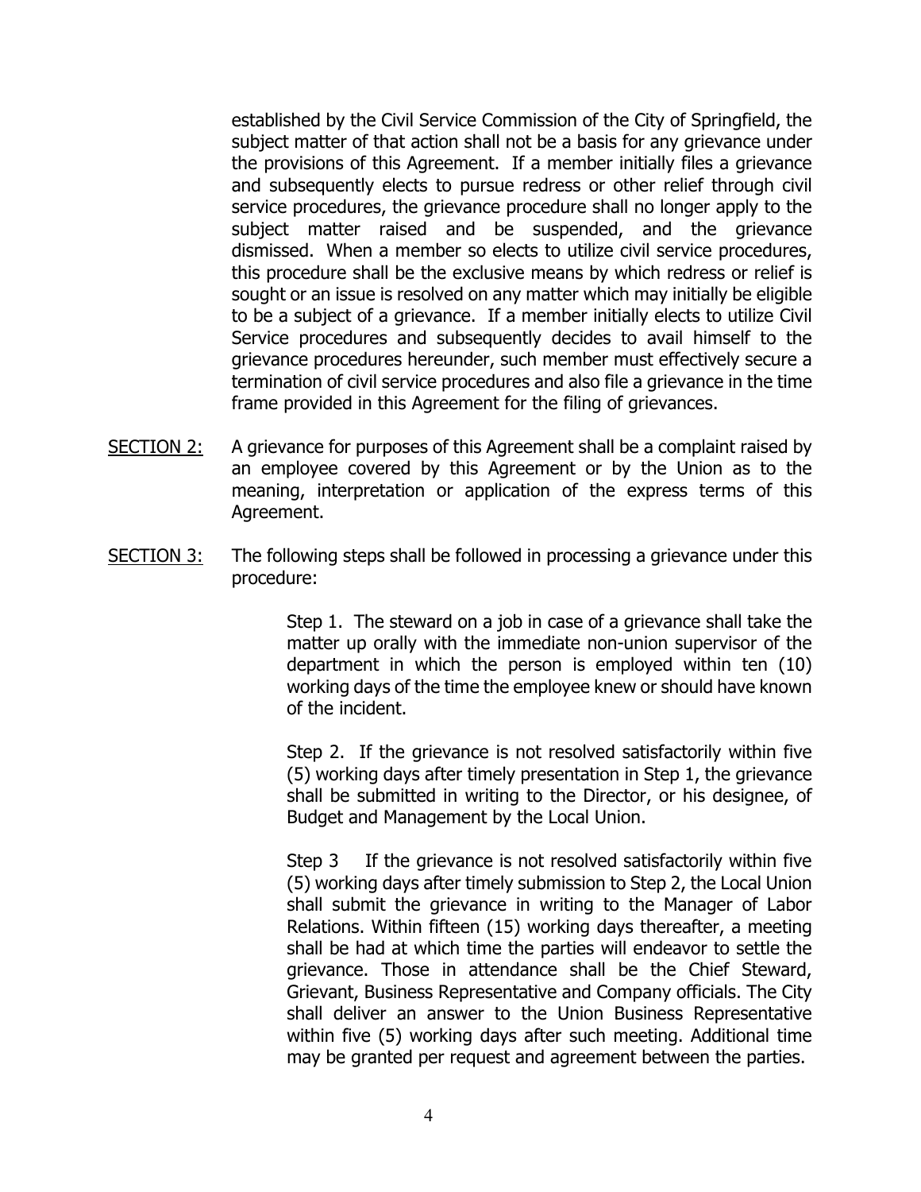established by the Civil Service Commission of the City of Springfield, the subject matter of that action shall not be a basis for any grievance under the provisions of this Agreement. If a member initially files a grievance and subsequently elects to pursue redress or other relief through civil service procedures, the grievance procedure shall no longer apply to the subject matter raised and be suspended, and the grievance dismissed. When a member so elects to utilize civil service procedures, this procedure shall be the exclusive means by which redress or relief is sought or an issue is resolved on any matter which may initially be eligible to be a subject of a grievance. If a member initially elects to utilize Civil Service procedures and subsequently decides to avail himself to the grievance procedures hereunder, such member must effectively secure a termination of civil service procedures and also file a grievance in the time frame provided in this Agreement for the filing of grievances.

<u>SECTION 2:</u> A grievance for purposes of this Agreement shall be a complaint raised by an employee covered by this Agreement or by the Union as to the meaning, interpretation or application of the express terms of this Agreement.

<u>SECTION 3:</u> The following steps shall be followed in processing a grievance under this procedure:

Step 1. The steward on a job in case of a grievance shall take the matter up orally with the immediate non-union supervisor of the department in which the person is employed within ten (10) working days of the time the employee knew or should have known of the incident.

Step 2. If the grievance is not resolved satisfactorily within five (5) working days after timely presentation in Step 1, the grievance shall be submitted in writing to the Director, or his designee, of Budget and Management by the Local Union.

Step 3 If the grievance is not resolved satisfactorily within five (5) working days after timely submission to Step 2, the Local Union shall submit the grievance in writing to the Manager of Labor Relations. Within fifteen (15) working days thereafter, a meeting shall be had at which time the parties will endeavor to settle the grievance. Those in attendance shall be the Chief Steward, Grievant, Business Representative and Company officials. The City shall deliver an answer to the Union Business Representative within five (5) working days after such meeting. Additional time may be granted per request and agreement between the parties.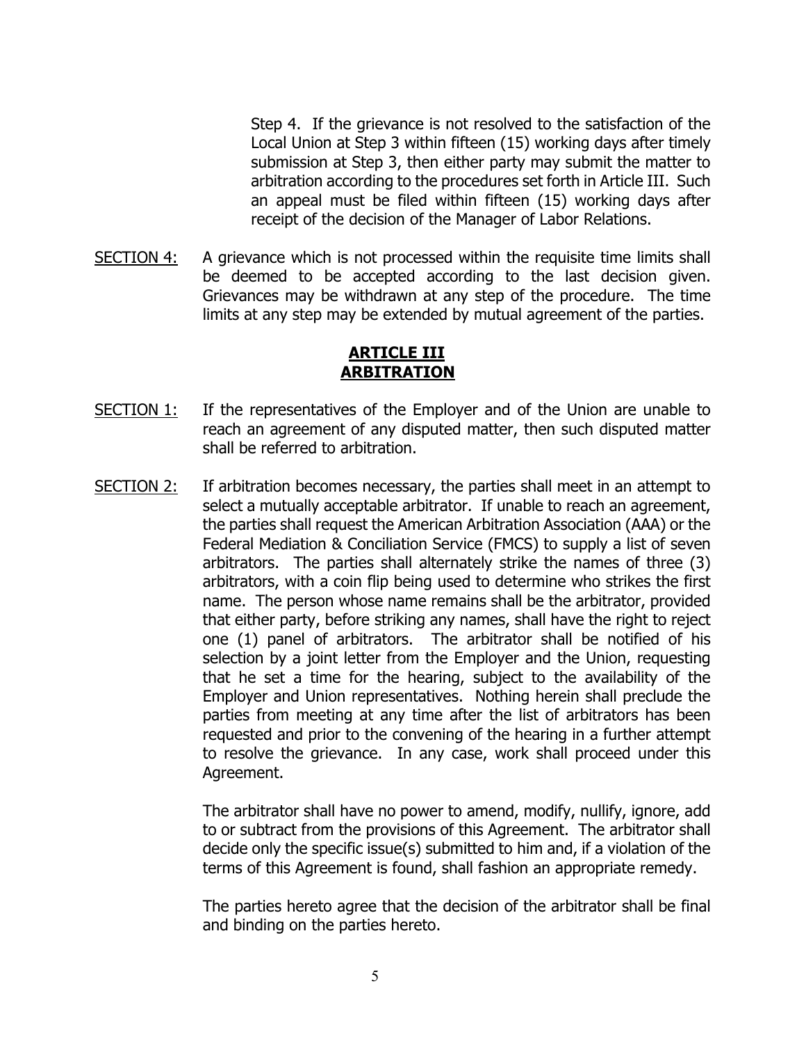Step 4. If the grievance is not resolved to the satisfaction of the Local Union at Step 3 within fifteen (15) working days after timely submission at Step 3, then either party may submit the matter to arbitration according to the procedures set forth in Article III. Such an appeal must be filed within fifteen (15) working days after receipt of the decision of the Manager of Labor Relations.

SECTION 4: A grievance which is not processed within the requisite time limits shall be deemed to be accepted according to the last decision given. Grievances may be withdrawn at any step of the procedure. The time limits at any step may be extended by mutual agreement of the parties.

## ARTICLE III ARBITRATION

SECTION 1: If the representatives of the Employer and of the Union are unable to reach an agreement of any disputed matter, then such disputed matter shall be referred to arbitration.

SECTION 2: If arbitration becomes necessary, the parties shall meet in an attempt to select a mutually acceptable arbitrator. If unable to reach an agreement, the parties shall request the American Arbitration Association (AAA) or the Federal Mediation & Conciliation Service (FMCS) to supply a list of seven arbitrators. The parties shall alternately strike the names of three (3) arbitrators, with a coin flip being used to determine who strikes the first name. The person whose name remains shall be the arbitrator, provided that either party, before striking any names, shall have the right to reject one (1) panel of arbitrators. The arbitrator shall be notified of his selection by a joint letter from the Employer and the Union, requesting that he set a time for the hearing, subject to the availability of the Employer and Union representatives. Nothing herein shall preclude the parties from meeting at any time after the list of arbitrators has been requested and prior to the convening of the hearing in a further attempt to resolve the grievance. In any case, work shall proceed under this Agreement.

The arbitrator shall have no power to amend, modify, nullify, ignore, add to or subtract from the provisions of this Agreement. The arbitrator shall decide only the specific issue(s) submitted to him and, if a violation of the terms of this Agreement is found, shall fashion an appropriate remedy.

The parties hereto agree that the decision of the arbitrator shall be final and binding on the parties hereto.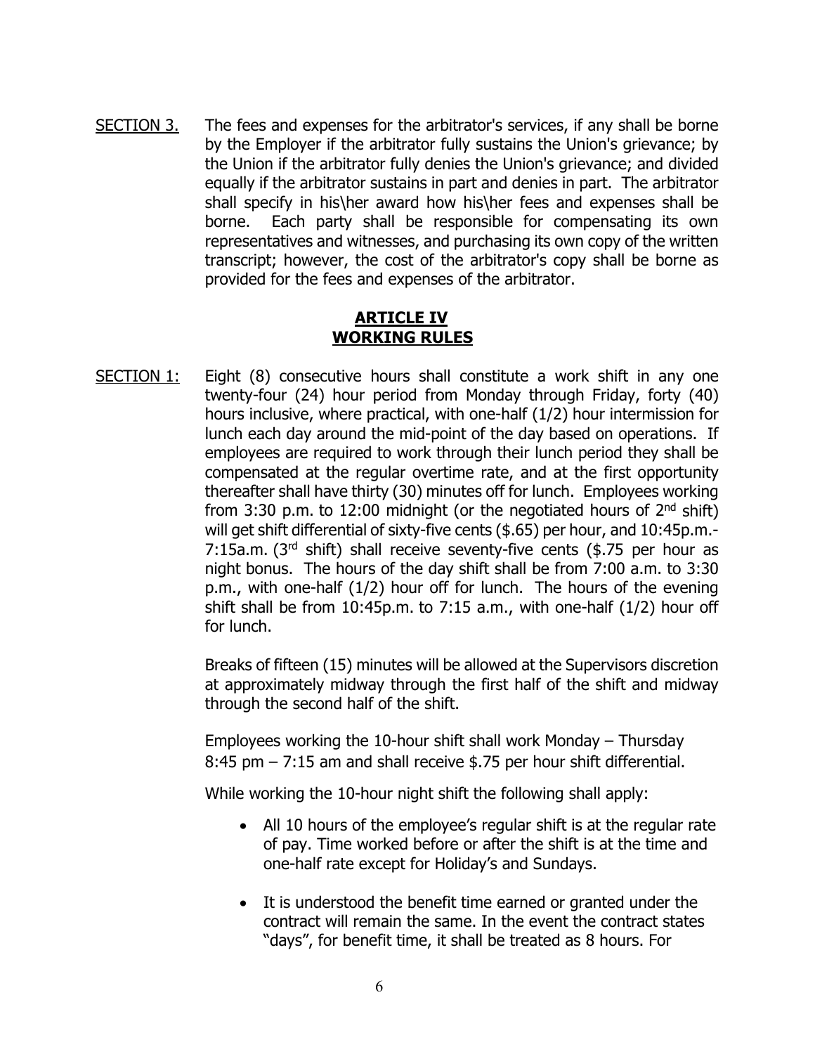SECTION 3. The fees and expenses for the arbitrator's services, if any shall be borne by the Employer if the arbitrator fully sustains the Union's grievance; by the Union if the arbitrator fully denies the Union's grievance; and divided equally if the arbitrator sustains in part and denies in part. The arbitrator shall specify in his\her award how his\her fees and expenses shall be borne. Each party shall be responsible for compensating its own representatives and witnesses, and purchasing its own copy of the written transcript; however, the cost of the arbitrator's copy shall be borne as provided for the fees and expenses of the arbitrator.

## ARTICLE IV
## WORKING RULES

SECTION 1: Eight (8) consecutive hours shall constitute a work shift in any one twenty-four (24) hour period from Monday through Friday, forty (40) hours inclusive, where practical, with one-half (1/2) hour intermission for lunch each day around the mid-point of the day based on operations. If employees are required to work through their lunch period they shall be compensated at the regular overtime rate, and at the first opportunity thereafter shall have thirty (30) minutes off for lunch. Employees working from 3:30 p.m. to 12:00 midnight (or the negotiated hours of 2nd shift) will get shift differential of sixty-five cents ($.65) per hour, and 10:45p.m.-7:15a.m. (3rd shift) shall receive seventy-five cents ($.75 per hour as night bonus. The hours of the day shift shall be from 7:00 a.m. to 3:30 p.m., with one-half (1/2) hour off for lunch. The hours of the evening shift shall be from 10:45p.m. to 7:15 a.m., with one-half (1/2) hour off for lunch.

Breaks of fifteen (15) minutes will be allowed at the Supervisors discretion at approximately midway through the first half of the shift and midway through the second half of the shift.

Employees working the 10-hour shift shall work Monday – Thursday 8:45 pm – 7:15 am and shall receive $.75 per hour shift differential.

While working the 10-hour night shift the following shall apply:

- All 10 hours of the employee's regular shift is at the regular rate of pay. Time worked before or after the shift is at the time and one-half rate except for Holiday's and Sundays.
- It is understood the benefit time earned or granted under the contract will remain the same. In the event the contract states "days", for benefit time, it shall be treated as 8 hours. For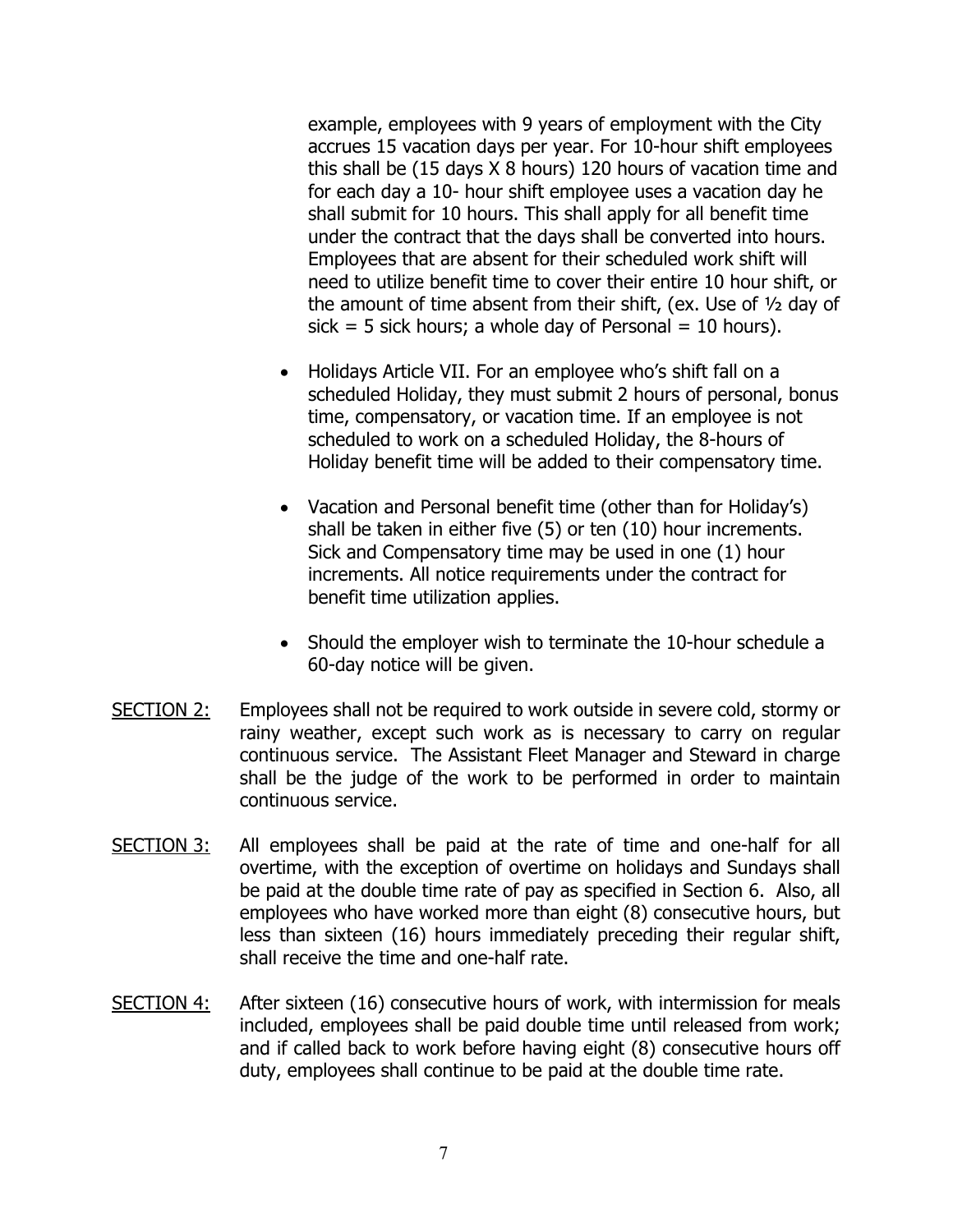example, employees with 9 years of employment with the City accrues 15 vacation days per year. For 10-hour shift employees this shall be (15 days X 8 hours) 120 hours of vacation time and for each day a 10- hour shift employee uses a vacation day he shall submit for 10 hours. This shall apply for all benefit time under the contract that the days shall be converted into hours. Employees that are absent for their scheduled work shift will need to utilize benefit time to cover their entire 10 hour shift, or the amount of time absent from their shift, (ex. Use of ½ day of sick = 5 sick hours; a whole day of Personal = 10 hours).

- Holidays Article VII. For an employee who's shift fall on a scheduled Holiday, they must submit 2 hours of personal, bonus time, compensatory, or vacation time. If an employee is not scheduled to work on a scheduled Holiday, the 8-hours of Holiday benefit time will be added to their compensatory time.

- Vacation and Personal benefit time (other than for Holiday's) shall be taken in either five (5) or ten (10) hour increments. Sick and Compensatory time may be used in one (1) hour increments. All notice requirements under the contract for benefit time utilization applies.

- Should the employer wish to terminate the 10-hour schedule a 60-day notice will be given.

<u>SECTION 2:</u> Employees shall not be required to work outside in severe cold, stormy or rainy weather, except such work as is necessary to carry on regular continuous service. The Assistant Fleet Manager and Steward in charge shall be the judge of the work to be performed in order to maintain continuous service.

<u>SECTION 3:</u> All employees shall be paid at the rate of time and one-half for all overtime, with the exception of overtime on holidays and Sundays shall be paid at the double time rate of pay as specified in Section 6. Also, all employees who have worked more than eight (8) consecutive hours, but less than sixteen (16) hours immediately preceding their regular shift, shall receive the time and one-half rate.

<u>SECTION 4:</u> After sixteen (16) consecutive hours of work, with intermission for meals included, employees shall be paid double time until released from work; and if called back to work before having eight (8) consecutive hours off duty, employees shall continue to be paid at the double time rate.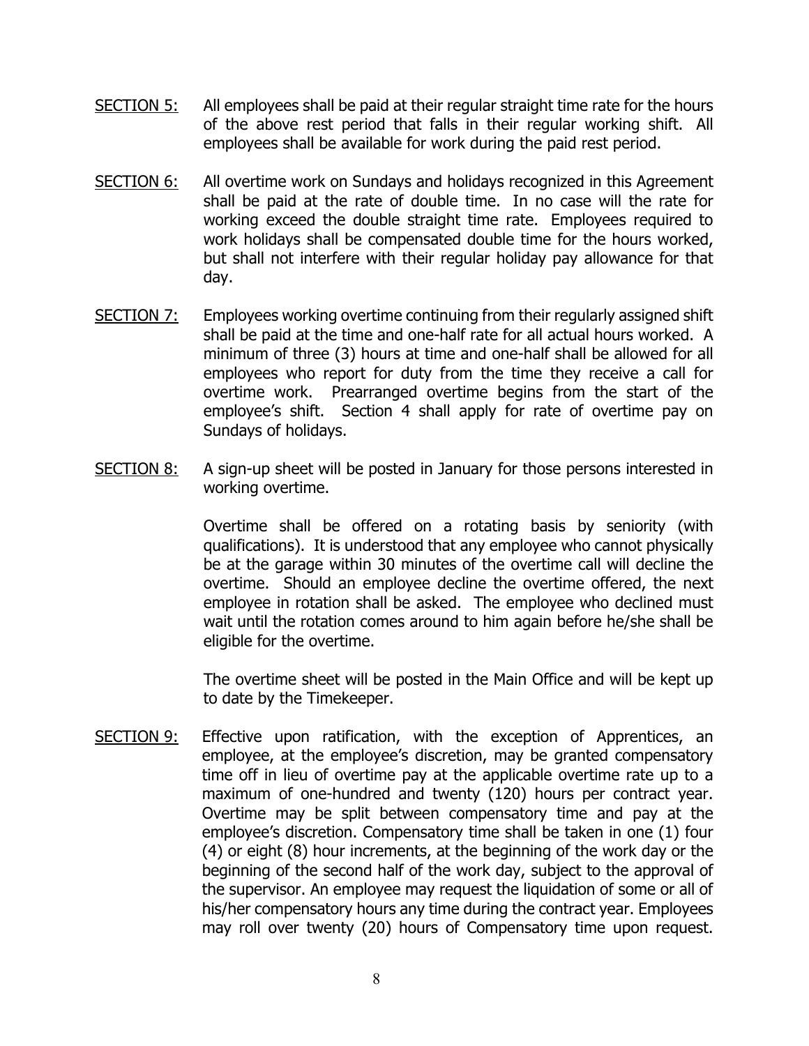<u>SECTION 5:</u> All employees shall be paid at their regular straight time rate for the hours of the above rest period that falls in their regular working shift. All employees shall be available for work during the paid rest period.

<u>SECTION 6:</u> All overtime work on Sundays and holidays recognized in this Agreement shall be paid at the rate of double time. In no case will the rate for working exceed the double straight time rate. Employees required to work holidays shall be compensated double time for the hours worked, but shall not interfere with their regular holiday pay allowance for that day.

<u>SECTION 7:</u> Employees working overtime continuing from their regularly assigned shift shall be paid at the time and one-half rate for all actual hours worked. A minimum of three (3) hours at time and one-half shall be allowed for all employees who report for duty from the time they receive a call for overtime work. Prearranged overtime begins from the start of the employee's shift. Section 4 shall apply for rate of overtime pay on Sundays of holidays.

<u>SECTION 8:</u> A sign-up sheet will be posted in January for those persons interested in working overtime.

Overtime shall be offered on a rotating basis by seniority (with qualifications). It is understood that any employee who cannot physically be at the garage within 30 minutes of the overtime call will decline the overtime. Should an employee decline the overtime offered, the next employee in rotation shall be asked. The employee who declined must wait until the rotation comes around to him again before he/she shall be eligible for the overtime.

The overtime sheet will be posted in the Main Office and will be kept up to date by the Timekeeper.

<u>SECTION 9:</u> Effective upon ratification, with the exception of Apprentices, an employee, at the employee's discretion, may be granted compensatory time off in lieu of overtime pay at the applicable overtime rate up to a maximum of one-hundred and twenty (120) hours per contract year. Overtime may be split between compensatory time and pay at the employee's discretion. Compensatory time shall be taken in one (1) four (4) or eight (8) hour increments, at the beginning of the work day or the beginning of the second half of the work day, subject to the approval of the supervisor. An employee may request the liquidation of some or all of his/her compensatory hours any time during the contract year. Employees may roll over twenty (20) hours of Compensatory time upon request.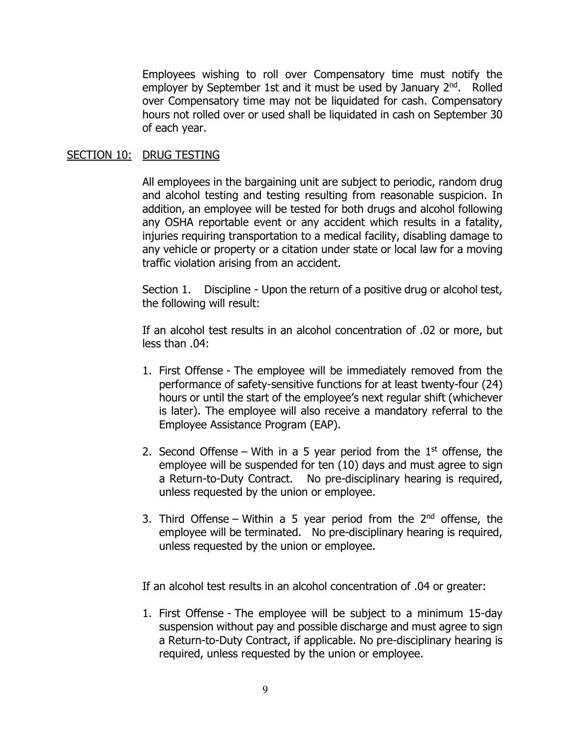Employees wishing to roll over Compensatory time must notify the employer by September 1st and it must be used by January 2nd. Rolled over Compensatory time may not be liquidated for cash. Compensatory hours not rolled over or used shall be liquidated in cash on September 30 of each year.

## SECTION 10: DRUG TESTING

All employees in the bargaining unit are subject to periodic, random drug and alcohol testing and testing resulting from reasonable suspicion. In addition, an employee will be tested for both drugs and alcohol following any OSHA reportable event or any accident which results in a fatality, injuries requiring transportation to a medical facility, disabling damage to any vehicle or property or a citation under state or local law for a moving traffic violation arising from an accident.

Section 1. Discipline - Upon the return of a positive drug or alcohol test, the following will result:

If an alcohol test results in an alcohol concentration of .02 or more, but less than .04:

1. First Offense - The employee will be immediately removed from the performance of safety-sensitive functions for at least twenty-four (24) hours or until the start of the employee's next regular shift (whichever is later). The employee will also receive a mandatory referral to the Employee Assistance Program (EAP).
2. Second Offense – With in a 5 year period from the 1st offense, the employee will be suspended for ten (10) days and must agree to sign a Return-to-Duty Contract. No pre-disciplinary hearing is required, unless requested by the union or employee.
3. Third Offense – Within a 5 year period from the 2nd offense, the employee will be terminated. No pre-disciplinary hearing is required, unless requested by the union or employee.

If an alcohol test results in an alcohol concentration of .04 or greater:

1. First Offense - The employee will be subject to a minimum 15-day suspension without pay and possible discharge and must agree to sign a Return-to-Duty Contract, if applicable. No pre-disciplinary hearing is required, unless requested by the union or employee.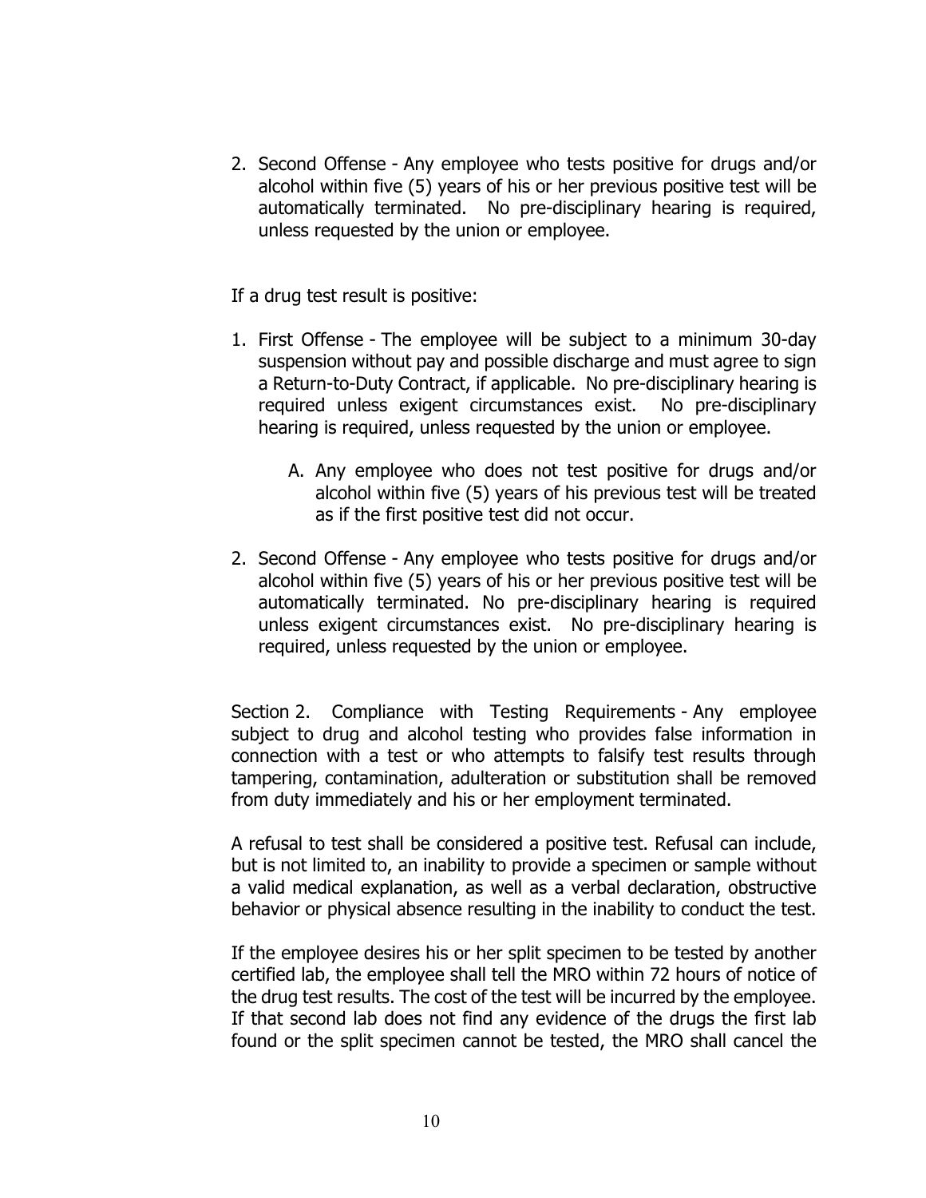2. Second Offense - Any employee who tests positive for drugs and/or alcohol within five (5) years of his or her previous positive test will be automatically terminated. No pre-disciplinary hearing is required, unless requested by the union or employee.

If a drug test result is positive:

1. First Offense - The employee will be subject to a minimum 30-day suspension without pay and possible discharge and must agree to sign a Return-to-Duty Contract, if applicable. No pre-disciplinary hearing is required unless exigent circumstances exist. No pre-disciplinary hearing is required, unless requested by the union or employee.

   A. Any employee who does not test positive for drugs and/or alcohol within five (5) years of his previous test will be treated as if the first positive test did not occur.

2. Second Offense - Any employee who tests positive for drugs and/or alcohol within five (5) years of his or her previous positive test will be automatically terminated. No pre-disciplinary hearing is required unless exigent circumstances exist. No pre-disciplinary hearing is required, unless requested by the union or employee.

Section 2. Compliance with Testing Requirements - Any employee subject to drug and alcohol testing who provides false information in connection with a test or who attempts to falsify test results through tampering, contamination, adulteration or substitution shall be removed from duty immediately and his or her employment terminated.

A refusal to test shall be considered a positive test. Refusal can include, but is not limited to, an inability to provide a specimen or sample without a valid medical explanation, as well as a verbal declaration, obstructive behavior or physical absence resulting in the inability to conduct the test.

If the employee desires his or her split specimen to be tested by another certified lab, the employee shall tell the MRO within 72 hours of notice of the drug test results. The cost of the test will be incurred by the employee. If that second lab does not find any evidence of the drugs the first lab found or the split specimen cannot be tested, the MRO shall cancel the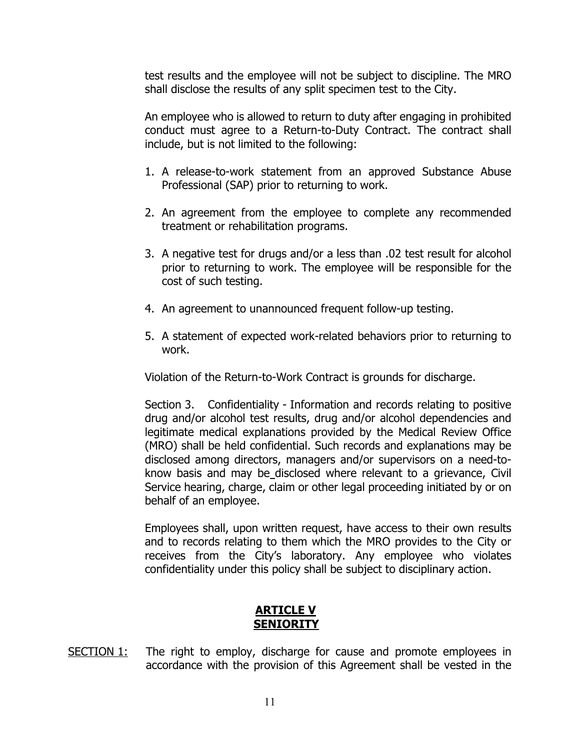test results and the employee will not be subject to discipline. The MRO shall disclose the results of any split specimen test to the City.

An employee who is allowed to return to duty after engaging in prohibited conduct must agree to a Return-to-Duty Contract. The contract shall include, but is not limited to the following:

1. A release-to-work statement from an approved Substance Abuse Professional (SAP) prior to returning to work.

2. An agreement from the employee to complete any recommended treatment or rehabilitation programs.

3. A negative test for drugs and/or a less than .02 test result for alcohol prior to returning to work. The employee will be responsible for the cost of such testing.

4. An agreement to unannounced frequent follow-up testing.

5. A statement of expected work-related behaviors prior to returning to work.

Violation of the Return-to-Work Contract is grounds for discharge.

Section 3. Confidentiality - Information and records relating to positive drug and/or alcohol test results, drug and/or alcohol dependencies and legitimate medical explanations provided by the Medical Review Office (MRO) shall be held confidential. Such records and explanations may be disclosed among directors, managers and/or supervisors on a need-to-know basis and may be disclosed where relevant to a grievance, Civil Service hearing, charge, claim or other legal proceeding initiated by or on behalf of an employee.

Employees shall, upon written request, have access to their own results and to records relating to them which the MRO provides to the City or receives from the City's laboratory. Any employee who violates confidentiality under this policy shall be subject to disciplinary action.

## ARTICLE V
## SENIORITY

SECTION 1: The right to employ, discharge for cause and promote employees in accordance with the provision of this Agreement shall be vested in the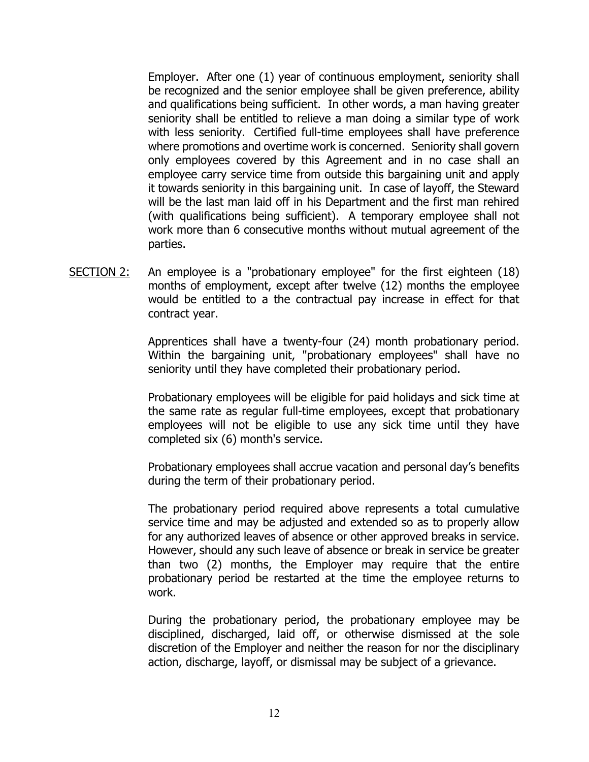Employer. After one (1) year of continuous employment, seniority shall be recognized and the senior employee shall be given preference, ability and qualifications being sufficient. In other words, a man having greater seniority shall be entitled to relieve a man doing a similar type of work with less seniority. Certified full-time employees shall have preference where promotions and overtime work is concerned. Seniority shall govern only employees covered by this Agreement and in no case shall an employee carry service time from outside this bargaining unit and apply it towards seniority in this bargaining unit. In case of layoff, the Steward will be the last man laid off in his Department and the first man rehired (with qualifications being sufficient). A temporary employee shall not work more than 6 consecutive months without mutual agreement of the parties.

<u>SECTION 2:</u> An employee is a "probationary employee" for the first eighteen (18) months of employment, except after twelve (12) months the employee would be entitled to a the contractual pay increase in effect for that contract year.

Apprentices shall have a twenty-four (24) month probationary period. Within the bargaining unit, "probationary employees" shall have no seniority until they have completed their probationary period.

Probationary employees will be eligible for paid holidays and sick time at the same rate as regular full-time employees, except that probationary employees will not be eligible to use any sick time until they have completed six (6) month's service.

Probationary employees shall accrue vacation and personal day's benefits during the term of their probationary period.

The probationary period required above represents a total cumulative service time and may be adjusted and extended so as to properly allow for any authorized leaves of absence or other approved breaks in service. However, should any such leave of absence or break in service be greater than two (2) months, the Employer may require that the entire probationary period be restarted at the time the employee returns to work.

During the probationary period, the probationary employee may be disciplined, discharged, laid off, or otherwise dismissed at the sole discretion of the Employer and neither the reason for nor the disciplinary action, discharge, layoff, or dismissal may be subject of a grievance.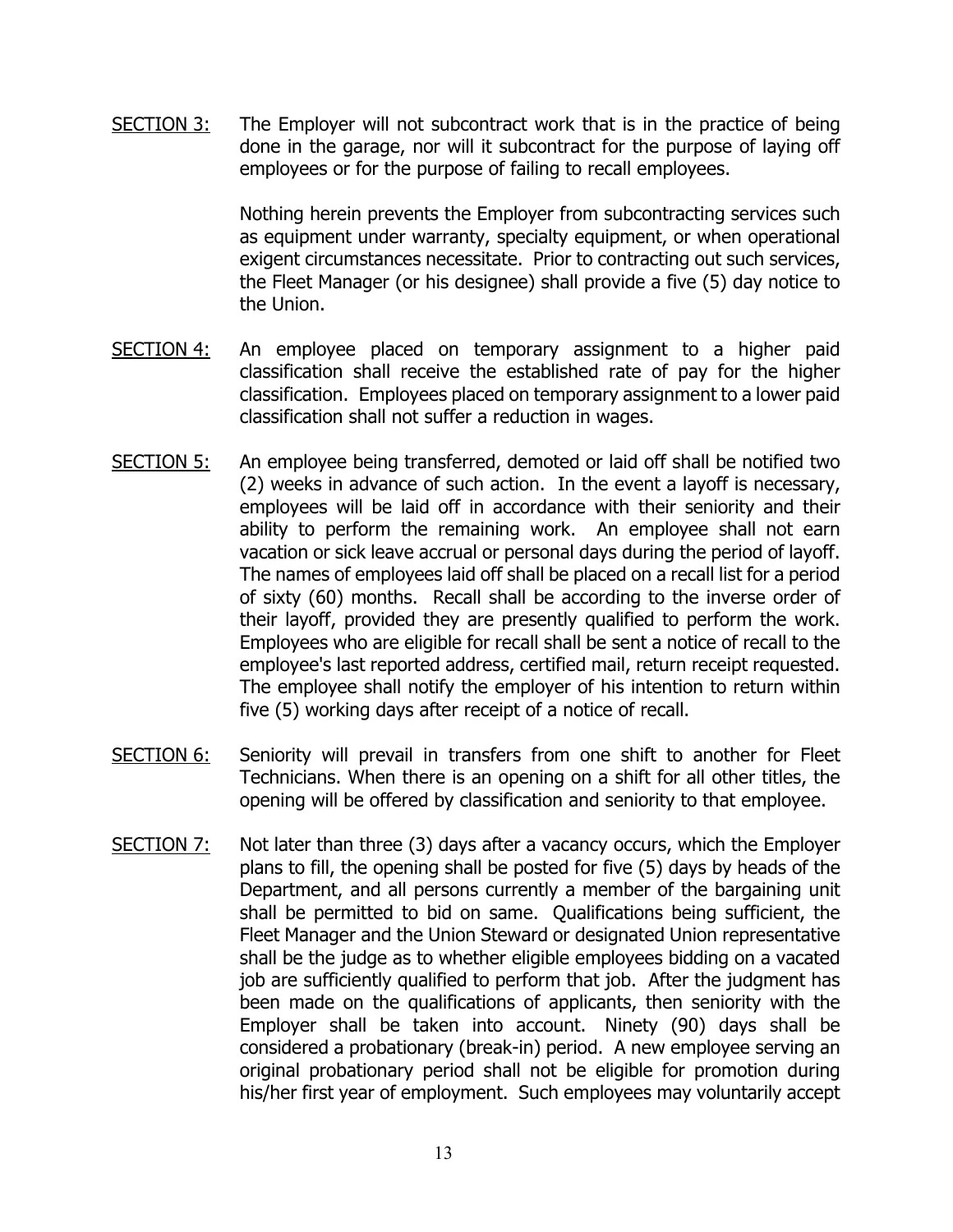<u>SECTION 3:</u> The Employer will not subcontract work that is in the practice of being done in the garage, nor will it subcontract for the purpose of laying off employees or for the purpose of failing to recall employees.

Nothing herein prevents the Employer from subcontracting services such as equipment under warranty, specialty equipment, or when operational exigent circumstances necessitate. Prior to contracting out such services, the Fleet Manager (or his designee) shall provide a five (5) day notice to the Union.

<u>SECTION 4:</u> An employee placed on temporary assignment to a higher paid classification shall receive the established rate of pay for the higher classification. Employees placed on temporary assignment to a lower paid classification shall not suffer a reduction in wages.

<u>SECTION 5:</u> An employee being transferred, demoted or laid off shall be notified two (2) weeks in advance of such action. In the event a layoff is necessary, employees will be laid off in accordance with their seniority and their ability to perform the remaining work. An employee shall not earn vacation or sick leave accrual or personal days during the period of layoff. The names of employees laid off shall be placed on a recall list for a period of sixty (60) months. Recall shall be according to the inverse order of their layoff, provided they are presently qualified to perform the work. Employees who are eligible for recall shall be sent a notice of recall to the employee's last reported address, certified mail, return receipt requested. The employee shall notify the employer of his intention to return within five (5) working days after receipt of a notice of recall.

<u>SECTION 6:</u> Seniority will prevail in transfers from one shift to another for Fleet Technicians. When there is an opening on a shift for all other titles, the opening will be offered by classification and seniority to that employee.

<u>SECTION 7:</u> Not later than three (3) days after a vacancy occurs, which the Employer plans to fill, the opening shall be posted for five (5) days by heads of the Department, and all persons currently a member of the bargaining unit shall be permitted to bid on same. Qualifications being sufficient, the Fleet Manager and the Union Steward or designated Union representative shall be the judge as to whether eligible employees bidding on a vacated job are sufficiently qualified to perform that job. After the judgment has been made on the qualifications of applicants, then seniority with the Employer shall be taken into account. Ninety (90) days shall be considered a probationary (break-in) period. A new employee serving an original probationary period shall not be eligible for promotion during his/her first year of employment. Such employees may voluntarily accept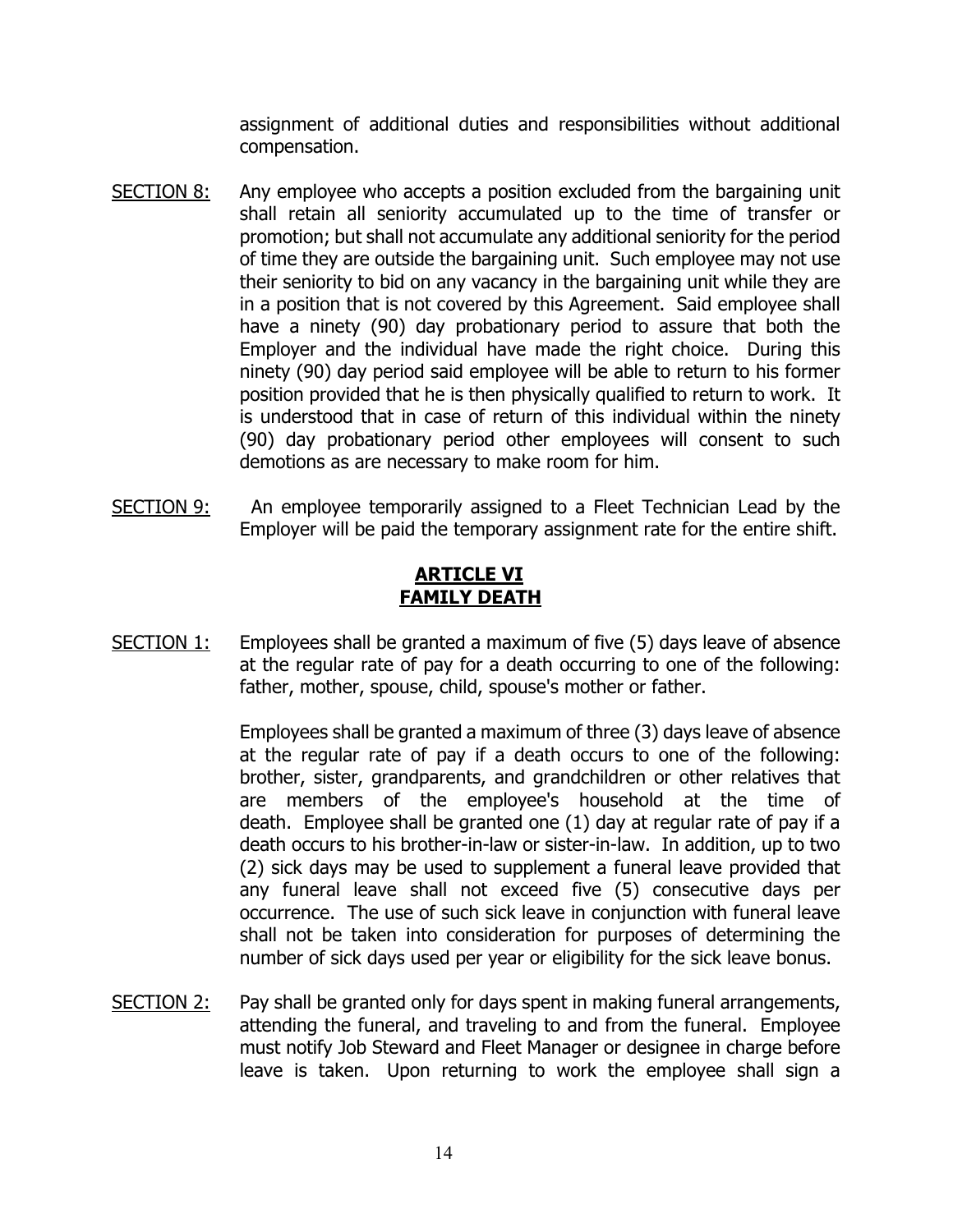assignment of additional duties and responsibilities without additional compensation.

<u>SECTION 8:</u> Any employee who accepts a position excluded from the bargaining unit shall retain all seniority accumulated up to the time of transfer or promotion; but shall not accumulate any additional seniority for the period of time they are outside the bargaining unit. Such employee may not use their seniority to bid on any vacancy in the bargaining unit while they are in a position that is not covered by this Agreement. Said employee shall have a ninety (90) day probationary period to assure that both the Employer and the individual have made the right choice. During this ninety (90) day period said employee will be able to return to his former position provided that he is then physically qualified to return to work. It is understood that in case of return of this individual within the ninety (90) day probationary period other employees will consent to such demotions as are necessary to make room for him.

<u>SECTION 9:</u> An employee temporarily assigned to a Fleet Technician Lead by the Employer will be paid the temporary assignment rate for the entire shift.

## ARTICLE VI
## FAMILY DEATH

<u>SECTION 1:</u> Employees shall be granted a maximum of five (5) days leave of absence at the regular rate of pay for a death occurring to one of the following: father, mother, spouse, child, spouse's mother or father.

Employees shall be granted a maximum of three (3) days leave of absence at the regular rate of pay if a death occurs to one of the following: brother, sister, grandparents, and grandchildren or other relatives that are members of the employee's household at the time of death. Employee shall be granted one (1) day at regular rate of pay if a death occurs to his brother-in-law or sister-in-law. In addition, up to two (2) sick days may be used to supplement a funeral leave provided that any funeral leave shall not exceed five (5) consecutive days per occurrence. The use of such sick leave in conjunction with funeral leave shall not be taken into consideration for purposes of determining the number of sick days used per year or eligibility for the sick leave bonus.

<u>SECTION 2:</u> Pay shall be granted only for days spent in making funeral arrangements, attending the funeral, and traveling to and from the funeral. Employee must notify Job Steward and Fleet Manager or designee in charge before leave is taken. Upon returning to work the employee shall sign a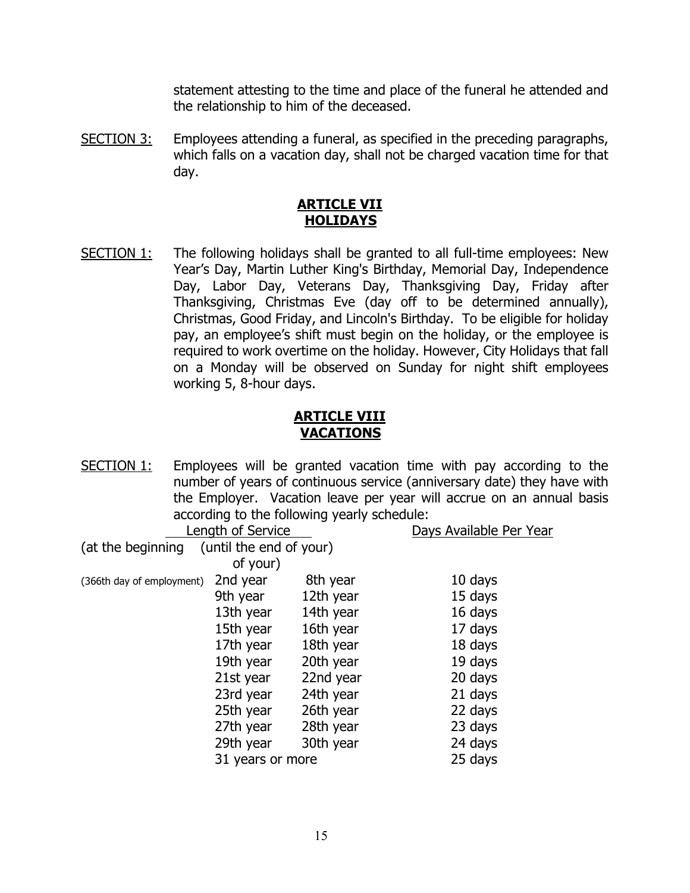statement attesting to the time and place of the funeral he attended and the relationship to him of the deceased.

<u>SECTION 3:</u> Employees attending a funeral, as specified in the preceding paragraphs, which falls on a vacation day, shall not be charged vacation time for that day.

## ARTICLE VII
## HOLIDAYS

<u>SECTION 1:</u> The following holidays shall be granted to all full-time employees: New Year's Day, Martin Luther King's Birthday, Memorial Day, Independence Day, Labor Day, Veterans Day, Thanksgiving Day, Friday after Thanksgiving, Christmas Eve (day off to be determined annually), Christmas, Good Friday, and Lincoln's Birthday. To be eligible for holiday pay, an employee's shift must begin on the holiday, or the employee is required to work overtime on the holiday. However, City Holidays that fall on a Monday will be observed on Sunday for night shift employees working 5, 8-hour days.

## ARTICLE VIII
## VACATIONS

<u>SECTION 1:</u> Employees will be granted vacation time with pay according to the number of years of continuous service (anniversary date) they have with the Employer. Vacation leave per year will accrue on an annual basis according to the following yearly schedule:

| Length of Service (at the beginning of your) | (until the end of your) | Days Available Per Year |
|---|---|---|
| (366th day of employment) 2nd year | 8th year | 10 days |
| 9th year | 12th year | 15 days |
| 13th year | 14th year | 16 days |
| 15th year | 16th year | 17 days |
| 17th year | 18th year | 18 days |
| 19th year | 20th year | 19 days |
| 21st year | 22nd year | 20 days |
| 23rd year | 24th year | 21 days |
| 25th year | 26th year | 22 days |
| 27th year | 28th year | 23 days |
| 29th year | 30th year | 24 days |
| 31 years or more | | 25 days |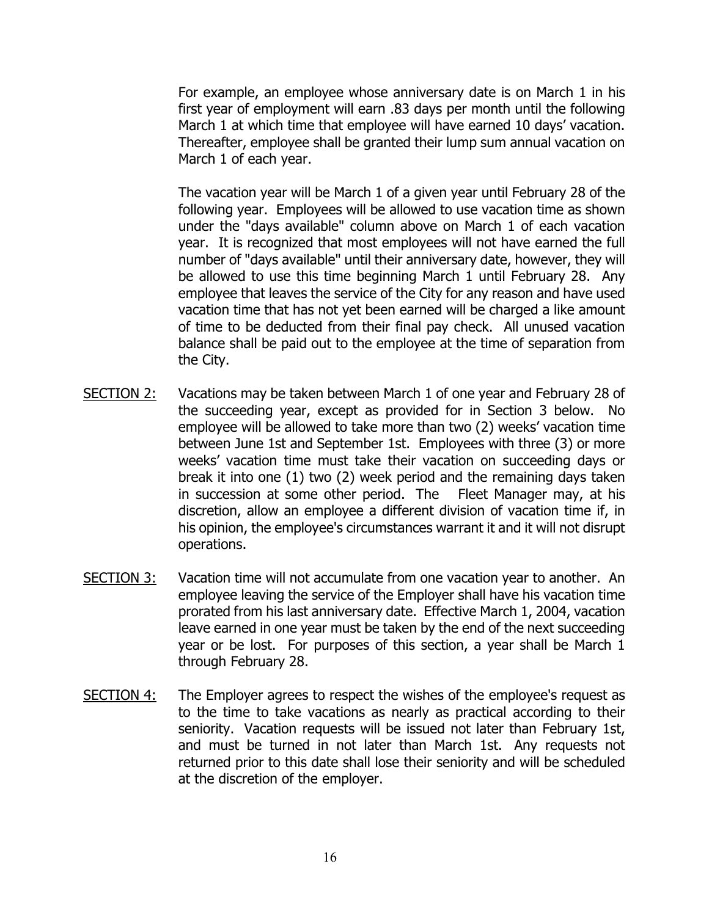For example, an employee whose anniversary date is on March 1 in his first year of employment will earn .83 days per month until the following March 1 at which time that employee will have earned 10 days' vacation. Thereafter, employee shall be granted their lump sum annual vacation on March 1 of each year.

The vacation year will be March 1 of a given year until February 28 of the following year. Employees will be allowed to use vacation time as shown under the "days available" column above on March 1 of each vacation year. It is recognized that most employees will not have earned the full number of "days available" until their anniversary date, however, they will be allowed to use this time beginning March 1 until February 28. Any employee that leaves the service of the City for any reason and have used vacation time that has not yet been earned will be charged a like amount of time to be deducted from their final pay check. All unused vacation balance shall be paid out to the employee at the time of separation from the City.

<u>SECTION 2:</u> Vacations may be taken between March 1 of one year and February 28 of the succeeding year, except as provided for in Section 3 below. No employee will be allowed to take more than two (2) weeks' vacation time between June 1st and September 1st. Employees with three (3) or more weeks' vacation time must take their vacation on succeeding days or break it into one (1) two (2) week period and the remaining days taken in succession at some other period. The Fleet Manager may, at his discretion, allow an employee a different division of vacation time if, in his opinion, the employee's circumstances warrant it and it will not disrupt operations.

<u>SECTION 3:</u> Vacation time will not accumulate from one vacation year to another. An employee leaving the service of the Employer shall have his vacation time prorated from his last anniversary date. Effective March 1, 2004, vacation leave earned in one year must be taken by the end of the next succeeding year or be lost. For purposes of this section, a year shall be March 1 through February 28.

<u>SECTION 4:</u> The Employer agrees to respect the wishes of the employee's request as to the time to take vacations as nearly as practical according to their seniority. Vacation requests will be issued not later than February 1st, and must be turned in not later than March 1st. Any requests not returned prior to this date shall lose their seniority and will be scheduled at the discretion of the employer.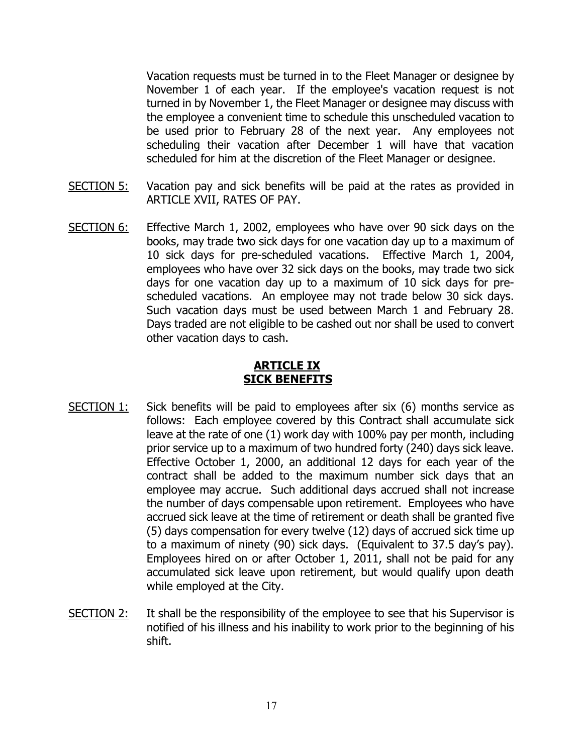Vacation requests must be turned in to the Fleet Manager or designee by November 1 of each year. If the employee's vacation request is not turned in by November 1, the Fleet Manager or designee may discuss with the employee a convenient time to schedule this unscheduled vacation to be used prior to February 28 of the next year. Any employees not scheduling their vacation after December 1 will have that vacation scheduled for him at the discretion of the Fleet Manager or designee.

<u>SECTION 5:</u> Vacation pay and sick benefits will be paid at the rates as provided in ARTICLE XVII, RATES OF PAY.

<u>SECTION 6:</u> Effective March 1, 2002, employees who have over 90 sick days on the books, may trade two sick days for one vacation day up to a maximum of 10 sick days for pre-scheduled vacations. Effective March 1, 2004, employees who have over 32 sick days on the books, may trade two sick days for one vacation day up to a maximum of 10 sick days for pre-scheduled vacations. An employee may not trade below 30 sick days. Such vacation days must be used between March 1 and February 28. Days traded are not eligible to be cashed out nor shall be used to convert other vacation days to cash.

## ARTICLE IX
## SICK BENEFITS

<u>SECTION 1:</u> Sick benefits will be paid to employees after six (6) months service as follows: Each employee covered by this Contract shall accumulate sick leave at the rate of one (1) work day with 100% pay per month, including prior service up to a maximum of two hundred forty (240) days sick leave. Effective October 1, 2000, an additional 12 days for each year of the contract shall be added to the maximum number sick days that an employee may accrue. Such additional days accrued shall not increase the number of days compensable upon retirement. Employees who have accrued sick leave at the time of retirement or death shall be granted five (5) days compensation for every twelve (12) days of accrued sick time up to a maximum of ninety (90) sick days. (Equivalent to 37.5 day's pay). Employees hired on or after October 1, 2011, shall not be paid for any accumulated sick leave upon retirement, but would qualify upon death while employed at the City.

<u>SECTION 2:</u> It shall be the responsibility of the employee to see that his Supervisor is notified of his illness and his inability to work prior to the beginning of his shift.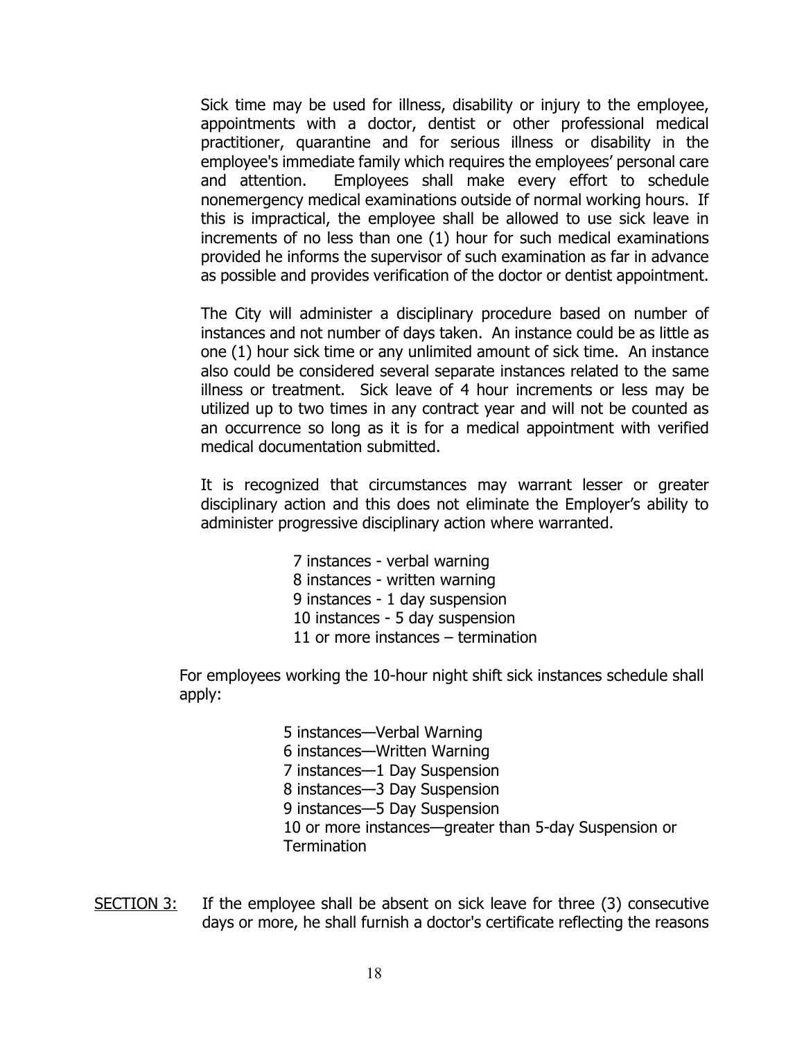Sick time may be used for illness, disability or injury to the employee, appointments with a doctor, dentist or other professional medical practitioner, quarantine and for serious illness or disability in the employee's immediate family which requires the employees' personal care and attention. Employees shall make every effort to schedule nonemergency medical examinations outside of normal working hours. If this is impractical, the employee shall be allowed to use sick leave in increments of no less than one (1) hour for such medical examinations provided he informs the supervisor of such examination as far in advance as possible and provides verification of the doctor or dentist appointment.

The City will administer a disciplinary procedure based on number of instances and not number of days taken. An instance could be as little as one (1) hour sick time or any unlimited amount of sick time. An instance also could be considered several separate instances related to the same illness or treatment. Sick leave of 4 hour increments or less may be utilized up to two times in any contract year and will not be counted as an occurrence so long as it is for a medical appointment with verified medical documentation submitted.

It is recognized that circumstances may warrant lesser or greater disciplinary action and this does not eliminate the Employer's ability to administer progressive disciplinary action where warranted.

7 instances - verbal warning
8 instances - written warning
9 instances - 1 day suspension
10 instances - 5 day suspension
11 or more instances – termination

For employees working the 10-hour night shift sick instances schedule shall apply:

5 instances—Verbal Warning
6 instances—Written Warning
7 instances—1 Day Suspension
8 instances—3 Day Suspension
9 instances—5 Day Suspension
10 or more instances—greater than 5-day Suspension or Termination

<u>SECTION 3:</u> If the employee shall be absent on sick leave for three (3) consecutive days or more, he shall furnish a doctor's certificate reflecting the reasons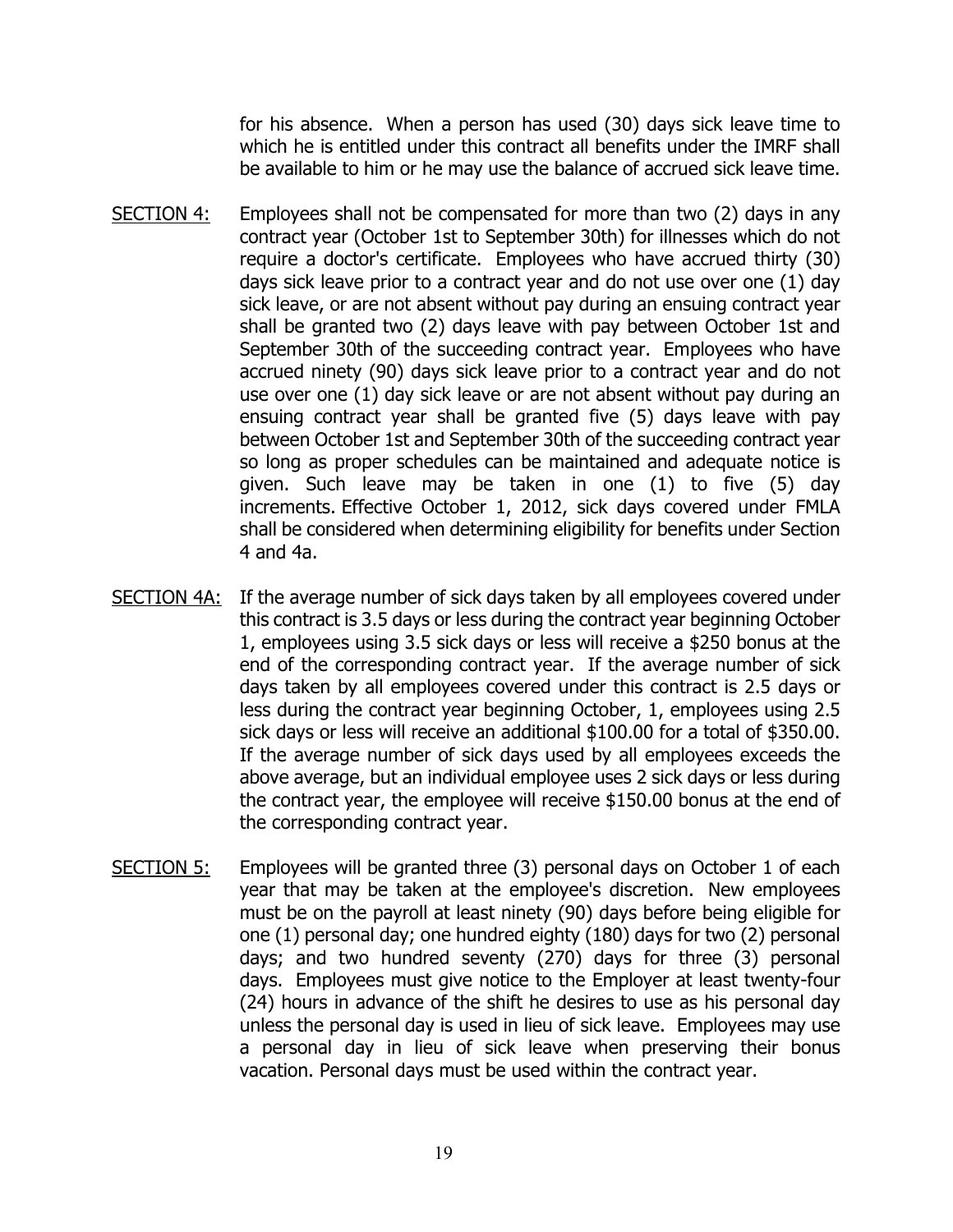for his absence. When a person has used (30) days sick leave time to which he is entitled under this contract all benefits under the IMRF shall be available to him or he may use the balance of accrued sick leave time.

<u>SECTION 4:</u> Employees shall not be compensated for more than two (2) days in any contract year (October 1st to September 30th) for illnesses which do not require a doctor's certificate. Employees who have accrued thirty (30) days sick leave prior to a contract year and do not use over one (1) day sick leave, or are not absent without pay during an ensuing contract year shall be granted two (2) days leave with pay between October 1st and September 30th of the succeeding contract year. Employees who have accrued ninety (90) days sick leave prior to a contract year and do not use over one (1) day sick leave or are not absent without pay during an ensuing contract year shall be granted five (5) days leave with pay between October 1st and September 30th of the succeeding contract year so long as proper schedules can be maintained and adequate notice is given. Such leave may be taken in one (1) to five (5) day increments. Effective October 1, 2012, sick days covered under FMLA shall be considered when determining eligibility for benefits under Section 4 and 4a.

<u>SECTION 4A:</u> If the average number of sick days taken by all employees covered under this contract is 3.5 days or less during the contract year beginning October 1, employees using 3.5 sick days or less will receive a $250 bonus at the end of the corresponding contract year. If the average number of sick days taken by all employees covered under this contract is 2.5 days or less during the contract year beginning October, 1, employees using 2.5 sick days or less will receive an additional $100.00 for a total of $350.00. If the average number of sick days used by all employees exceeds the above average, but an individual employee uses 2 sick days or less during the contract year, the employee will receive $150.00 bonus at the end of the corresponding contract year.

<u>SECTION 5:</u> Employees will be granted three (3) personal days on October 1 of each year that may be taken at the employee's discretion. New employees must be on the payroll at least ninety (90) days before being eligible for one (1) personal day; one hundred eighty (180) days for two (2) personal days; and two hundred seventy (270) days for three (3) personal days. Employees must give notice to the Employer at least twenty-four (24) hours in advance of the shift he desires to use as his personal day unless the personal day is used in lieu of sick leave. Employees may use a personal day in lieu of sick leave when preserving their bonus vacation. Personal days must be used within the contract year.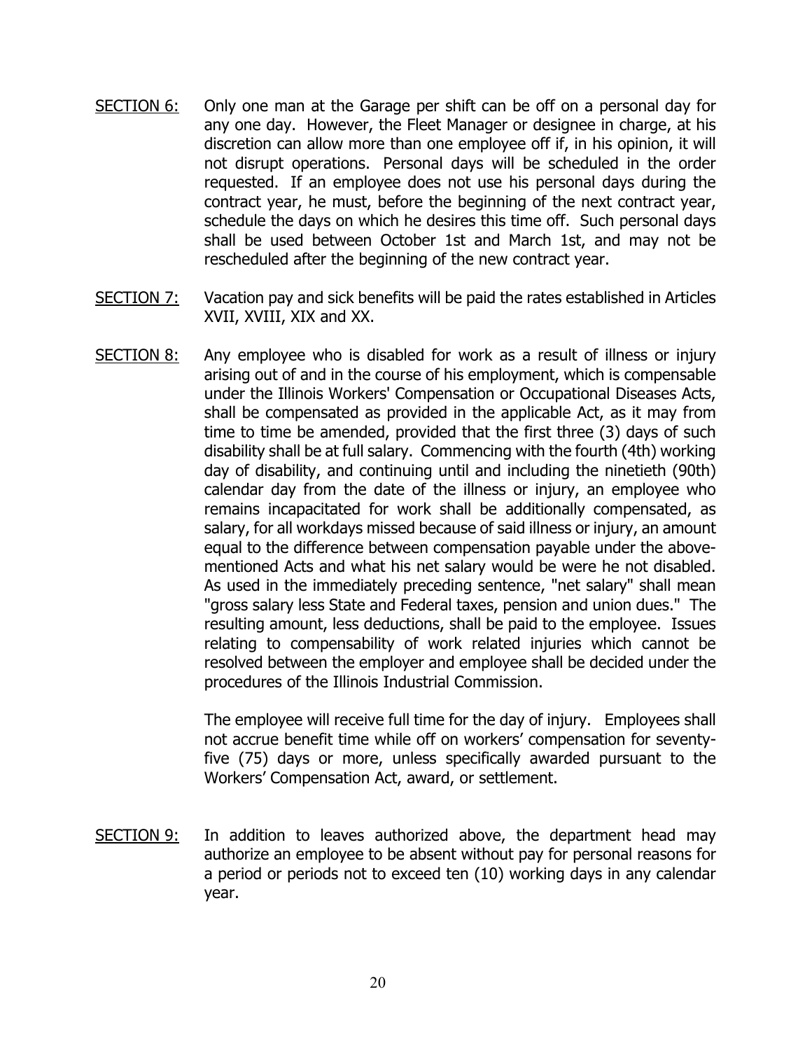<u>SECTION 6:</u> Only one man at the Garage per shift can be off on a personal day for any one day. However, the Fleet Manager or designee in charge, at his discretion can allow more than one employee off if, in his opinion, it will not disrupt operations. Personal days will be scheduled in the order requested. If an employee does not use his personal days during the contract year, he must, before the beginning of the next contract year, schedule the days on which he desires this time off. Such personal days shall be used between October 1st and March 1st, and may not be rescheduled after the beginning of the new contract year.

<u>SECTION 7:</u> Vacation pay and sick benefits will be paid the rates established in Articles XVII, XVIII, XIX and XX.

<u>SECTION 8:</u> Any employee who is disabled for work as a result of illness or injury arising out of and in the course of his employment, which is compensable under the Illinois Workers' Compensation or Occupational Diseases Acts, shall be compensated as provided in the applicable Act, as it may from time to time be amended, provided that the first three (3) days of such disability shall be at full salary. Commencing with the fourth (4th) working day of disability, and continuing until and including the ninetieth (90th) calendar day from the date of the illness or injury, an employee who remains incapacitated for work shall be additionally compensated, as salary, for all workdays missed because of said illness or injury, an amount equal to the difference between compensation payable under the above-mentioned Acts and what his net salary would be were he not disabled. As used in the immediately preceding sentence, "net salary" shall mean "gross salary less State and Federal taxes, pension and union dues." The resulting amount, less deductions, shall be paid to the employee. Issues relating to compensability of work related injuries which cannot be resolved between the employer and employee shall be decided under the procedures of the Illinois Industrial Commission.

The employee will receive full time for the day of injury. Employees shall not accrue benefit time while off on workers' compensation for seventy-five (75) days or more, unless specifically awarded pursuant to the Workers' Compensation Act, award, or settlement.

<u>SECTION 9:</u> In addition to leaves authorized above, the department head may authorize an employee to be absent without pay for personal reasons for a period or periods not to exceed ten (10) working days in any calendar year.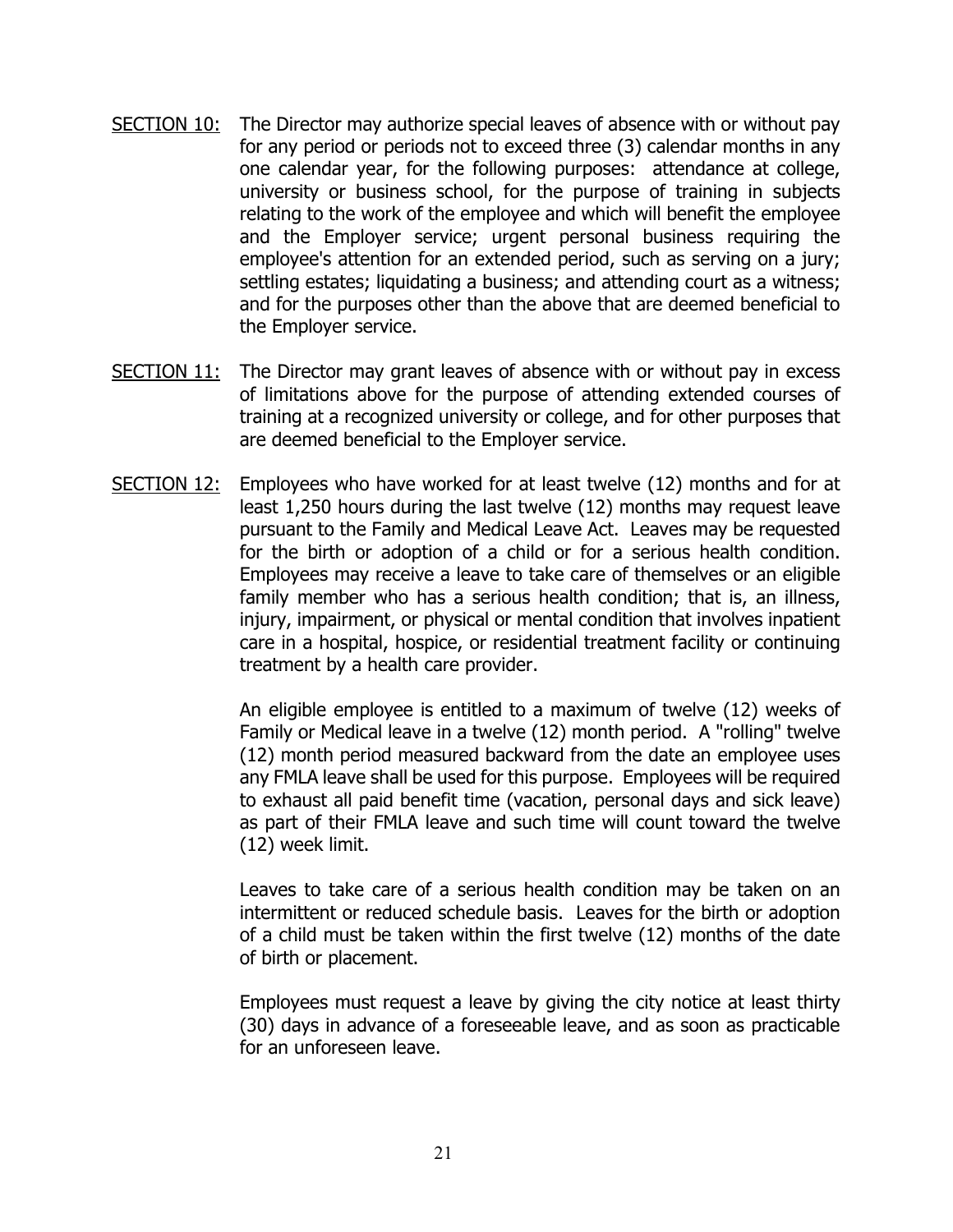<u>SECTION 10:</u> The Director may authorize special leaves of absence with or without pay for any period or periods not to exceed three (3) calendar months in any one calendar year, for the following purposes: attendance at college, university or business school, for the purpose of training in subjects relating to the work of the employee and which will benefit the employee and the Employer service; urgent personal business requiring the employee's attention for an extended period, such as serving on a jury; settling estates; liquidating a business; and attending court as a witness; and for the purposes other than the above that are deemed beneficial to the Employer service.

<u>SECTION 11:</u> The Director may grant leaves of absence with or without pay in excess of limitations above for the purpose of attending extended courses of training at a recognized university or college, and for other purposes that are deemed beneficial to the Employer service.

<u>SECTION 12:</u> Employees who have worked for at least twelve (12) months and for at least 1,250 hours during the last twelve (12) months may request leave pursuant to the Family and Medical Leave Act. Leaves may be requested for the birth or adoption of a child or for a serious health condition. Employees may receive a leave to take care of themselves or an eligible family member who has a serious health condition; that is, an illness, injury, impairment, or physical or mental condition that involves inpatient care in a hospital, hospice, or residential treatment facility or continuing treatment by a health care provider.

An eligible employee is entitled to a maximum of twelve (12) weeks of Family or Medical leave in a twelve (12) month period. A "rolling" twelve (12) month period measured backward from the date an employee uses any FMLA leave shall be used for this purpose. Employees will be required to exhaust all paid benefit time (vacation, personal days and sick leave) as part of their FMLA leave and such time will count toward the twelve (12) week limit.

Leaves to take care of a serious health condition may be taken on an intermittent or reduced schedule basis. Leaves for the birth or adoption of a child must be taken within the first twelve (12) months of the date of birth or placement.

Employees must request a leave by giving the city notice at least thirty (30) days in advance of a foreseeable leave, and as soon as practicable for an unforeseen leave.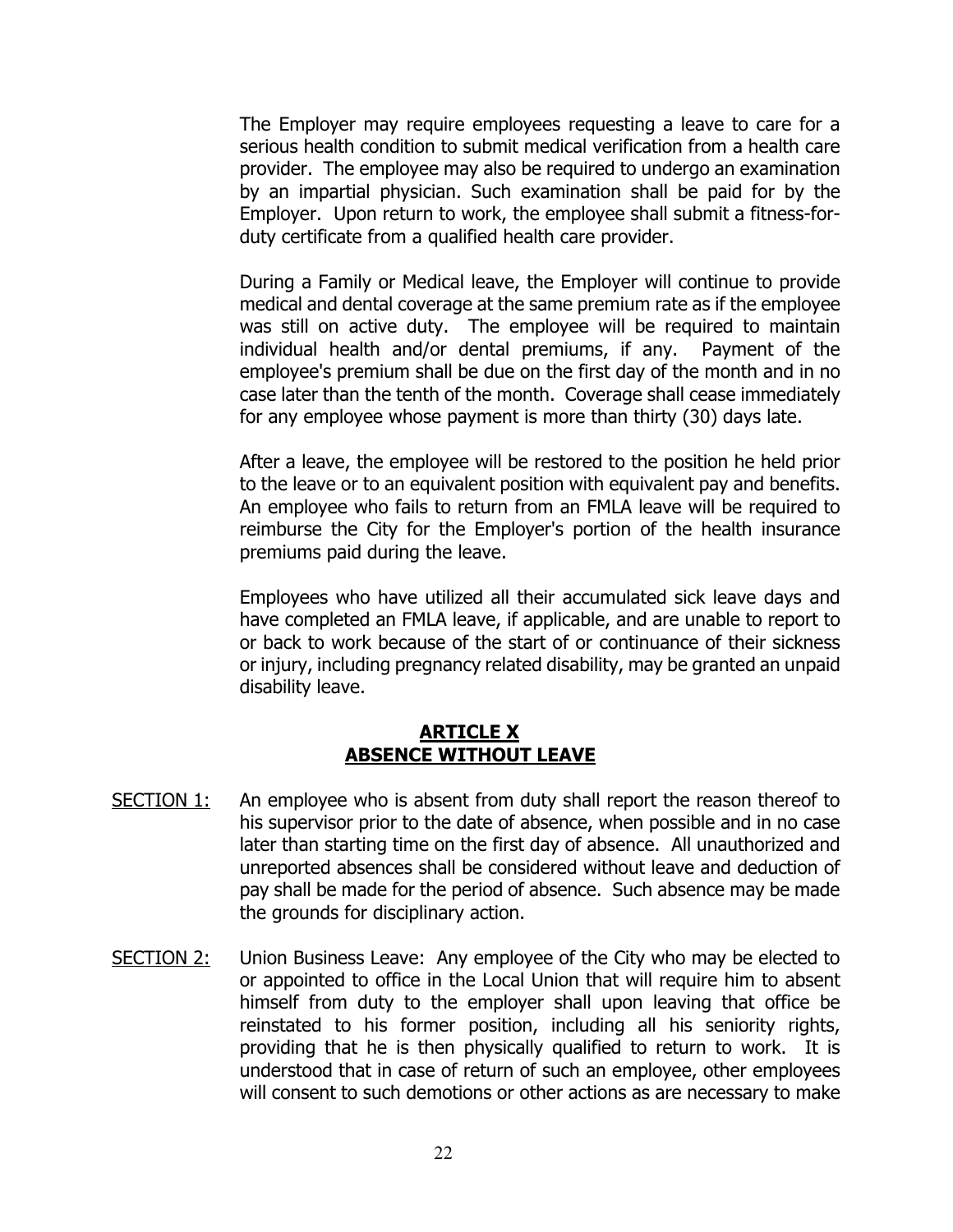The Employer may require employees requesting a leave to care for a serious health condition to submit medical verification from a health care provider. The employee may also be required to undergo an examination by an impartial physician. Such examination shall be paid for by the Employer. Upon return to work, the employee shall submit a fitness-for-duty certificate from a qualified health care provider.

During a Family or Medical leave, the Employer will continue to provide medical and dental coverage at the same premium rate as if the employee was still on active duty. The employee will be required to maintain individual health and/or dental premiums, if any. Payment of the employee's premium shall be due on the first day of the month and in no case later than the tenth of the month. Coverage shall cease immediately for any employee whose payment is more than thirty (30) days late.

After a leave, the employee will be restored to the position he held prior to the leave or to an equivalent position with equivalent pay and benefits. An employee who fails to return from an FMLA leave will be required to reimburse the City for the Employer's portion of the health insurance premiums paid during the leave.

Employees who have utilized all their accumulated sick leave days and have completed an FMLA leave, if applicable, and are unable to report to or back to work because of the start of or continuance of their sickness or injury, including pregnancy related disability, may be granted an unpaid disability leave.

## ARTICLE X
## ABSENCE WITHOUT LEAVE

SECTION 1: An employee who is absent from duty shall report the reason thereof to his supervisor prior to the date of absence, when possible and in no case later than starting time on the first day of absence. All unauthorized and unreported absences shall be considered without leave and deduction of pay shall be made for the period of absence. Such absence may be made the grounds for disciplinary action.

SECTION 2: Union Business Leave: Any employee of the City who may be elected to or appointed to office in the Local Union that will require him to absent himself from duty to the employer shall upon leaving that office be reinstated to his former position, including all his seniority rights, providing that he is then physically qualified to return to work. It is understood that in case of return of such an employee, other employees will consent to such demotions or other actions as are necessary to make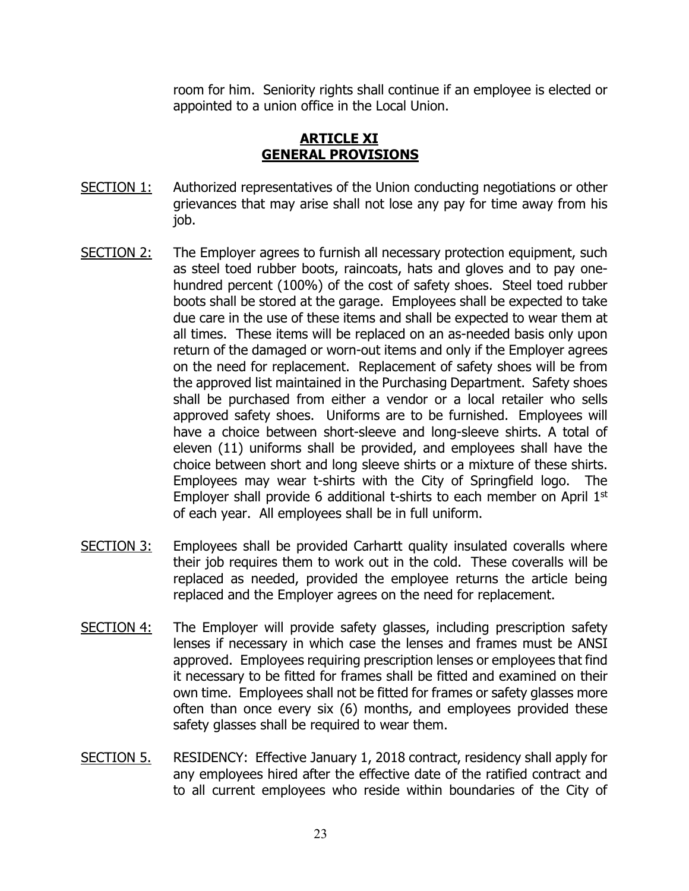room for him. Seniority rights shall continue if an employee is elected or appointed to a union office in the Local Union.

## ARTICLE XI
## GENERAL PROVISIONS

SECTION 1: Authorized representatives of the Union conducting negotiations or other grievances that may arise shall not lose any pay for time away from his job.

SECTION 2: The Employer agrees to furnish all necessary protection equipment, such as steel toed rubber boots, raincoats, hats and gloves and to pay one-hundred percent (100%) of the cost of safety shoes. Steel toed rubber boots shall be stored at the garage. Employees shall be expected to take due care in the use of these items and shall be expected to wear them at all times. These items will be replaced on an as-needed basis only upon return of the damaged or worn-out items and only if the Employer agrees on the need for replacement. Replacement of safety shoes will be from the approved list maintained in the Purchasing Department. Safety shoes shall be purchased from either a vendor or a local retailer who sells approved safety shoes. Uniforms are to be furnished. Employees will have a choice between short-sleeve and long-sleeve shirts. A total of eleven (11) uniforms shall be provided, and employees shall have the choice between short and long sleeve shirts or a mixture of these shirts. Employees may wear t-shirts with the City of Springfield logo. The Employer shall provide 6 additional t-shirts to each member on April 1st of each year. All employees shall be in full uniform.

SECTION 3: Employees shall be provided Carhartt quality insulated coveralls where their job requires them to work out in the cold. These coveralls will be replaced as needed, provided the employee returns the article being replaced and the Employer agrees on the need for replacement.

SECTION 4: The Employer will provide safety glasses, including prescription safety lenses if necessary in which case the lenses and frames must be ANSI approved. Employees requiring prescription lenses or employees that find it necessary to be fitted for frames shall be fitted and examined on their own time. Employees shall not be fitted for frames or safety glasses more often than once every six (6) months, and employees provided these safety glasses shall be required to wear them.

SECTION 5. RESIDENCY: Effective January 1, 2018 contract, residency shall apply for any employees hired after the effective date of the ratified contract and to all current employees who reside within boundaries of the City of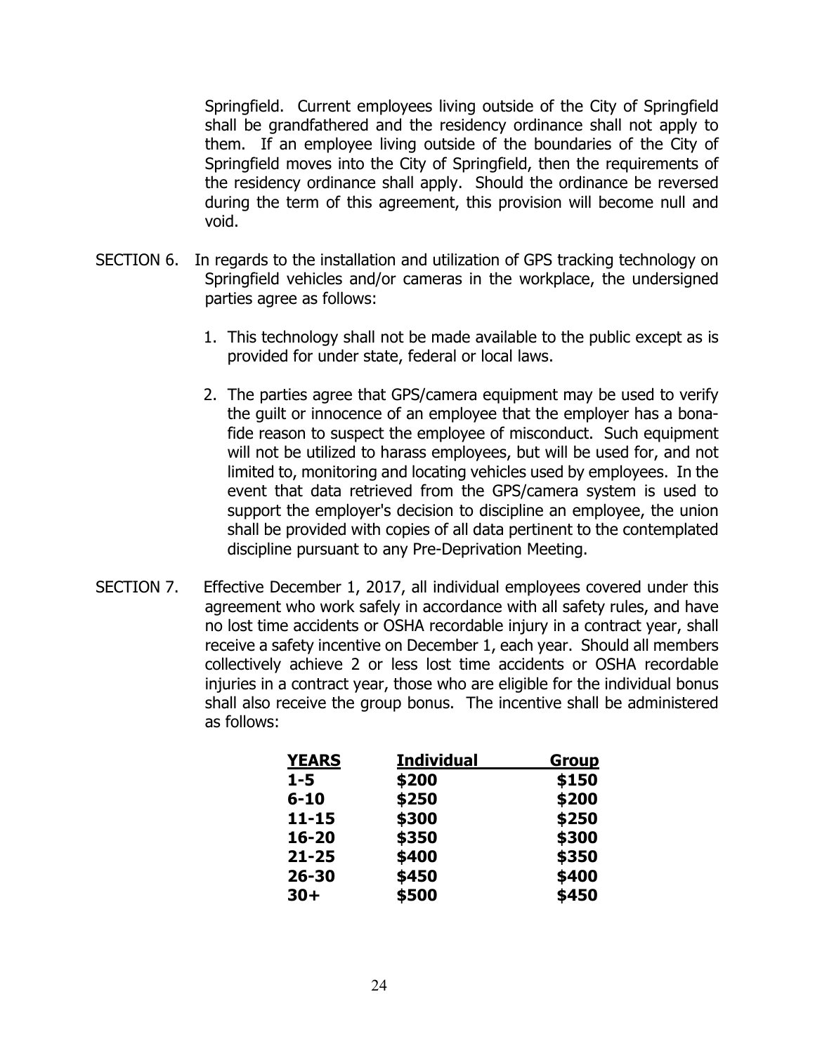Springfield. Current employees living outside of the City of Springfield shall be grandfathered and the residency ordinance shall not apply to them. If an employee living outside of the boundaries of the City of Springfield moves into the City of Springfield, then the requirements of the residency ordinance shall apply. Should the ordinance be reversed during the term of this agreement, this provision will become null and void.

SECTION 6. In regards to the installation and utilization of GPS tracking technology on Springfield vehicles and/or cameras in the workplace, the undersigned parties agree as follows:

1. This technology shall not be made available to the public except as is provided for under state, federal or local laws.

2. The parties agree that GPS/camera equipment may be used to verify the guilt or innocence of an employee that the employer has a bona-fide reason to suspect the employee of misconduct. Such equipment will not be utilized to harass employees, but will be used for, and not limited to, monitoring and locating vehicles used by employees. In the event that data retrieved from the GPS/camera system is used to support the employer's decision to discipline an employee, the union shall be provided with copies of all data pertinent to the contemplated discipline pursuant to any Pre-Deprivation Meeting.

SECTION 7. Effective December 1, 2017, all individual employees covered under this agreement who work safely in accordance with all safety rules, and have no lost time accidents or OSHA recordable injury in a contract year, shall receive a safety incentive on December 1, each year. Should all members collectively achieve 2 or less lost time accidents or OSHA recordable injuries in a contract year, those who are eligible for the individual bonus shall also receive the group bonus. The incentive shall be administered as follows:

| YEARS | Individual | Group |
|---|---|---|
| 1-5 | $200 | $150 |
| 6-10 | $250 | $200 |
| 11-15 | $300 | $250 |
| 16-20 | $350 | $300 |
| 21-25 | $400 | $350 |
| 26-30 | $450 | $400 |
| 30+ | $500 | $450 |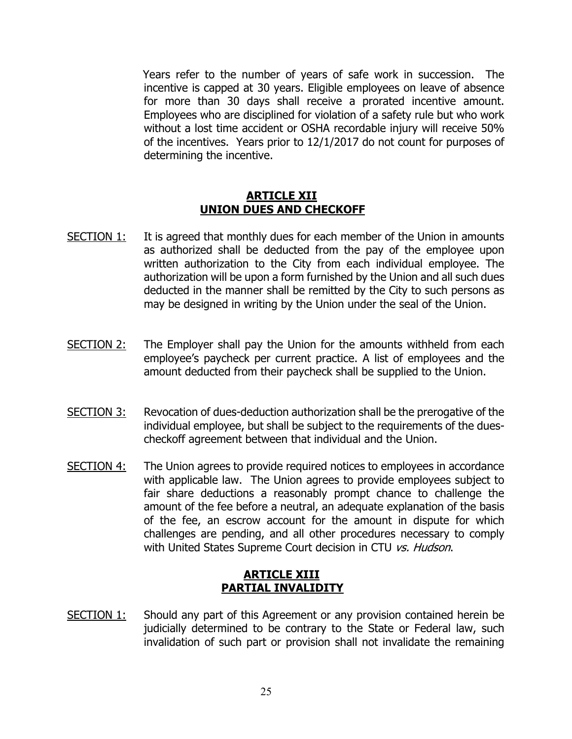Years refer to the number of years of safe work in succession. The incentive is capped at 30 years. Eligible employees on leave of absence for more than 30 days shall receive a prorated incentive amount. Employees who are disciplined for violation of a safety rule but who work without a lost time accident or OSHA recordable injury will receive 50% of the incentives. Years prior to 12/1/2017 do not count for purposes of determining the incentive.

## ARTICLE XII
## UNION DUES AND CHECKOFF

SECTION 1: It is agreed that monthly dues for each member of the Union in amounts as authorized shall be deducted from the pay of the employee upon written authorization to the City from each individual employee. The authorization will be upon a form furnished by the Union and all such dues deducted in the manner shall be remitted by the City to such persons as may be designed in writing by the Union under the seal of the Union.

SECTION 2: The Employer shall pay the Union for the amounts withheld from each employee's paycheck per current practice. A list of employees and the amount deducted from their paycheck shall be supplied to the Union.

SECTION 3: Revocation of dues-deduction authorization shall be the prerogative of the individual employee, but shall be subject to the requirements of the dues-checkoff agreement between that individual and the Union.

SECTION 4: The Union agrees to provide required notices to employees in accordance with applicable law. The Union agrees to provide employees subject to fair share deductions a reasonably prompt chance to challenge the amount of the fee before a neutral, an adequate explanation of the basis of the fee, an escrow account for the amount in dispute for which challenges are pending, and all other procedures necessary to comply with United States Supreme Court decision in CTU *vs. Hudson*.

## ARTICLE XIII
## PARTIAL INVALIDITY

SECTION 1: Should any part of this Agreement or any provision contained herein be judicially determined to be contrary to the State or Federal law, such invalidation of such part or provision shall not invalidate the remaining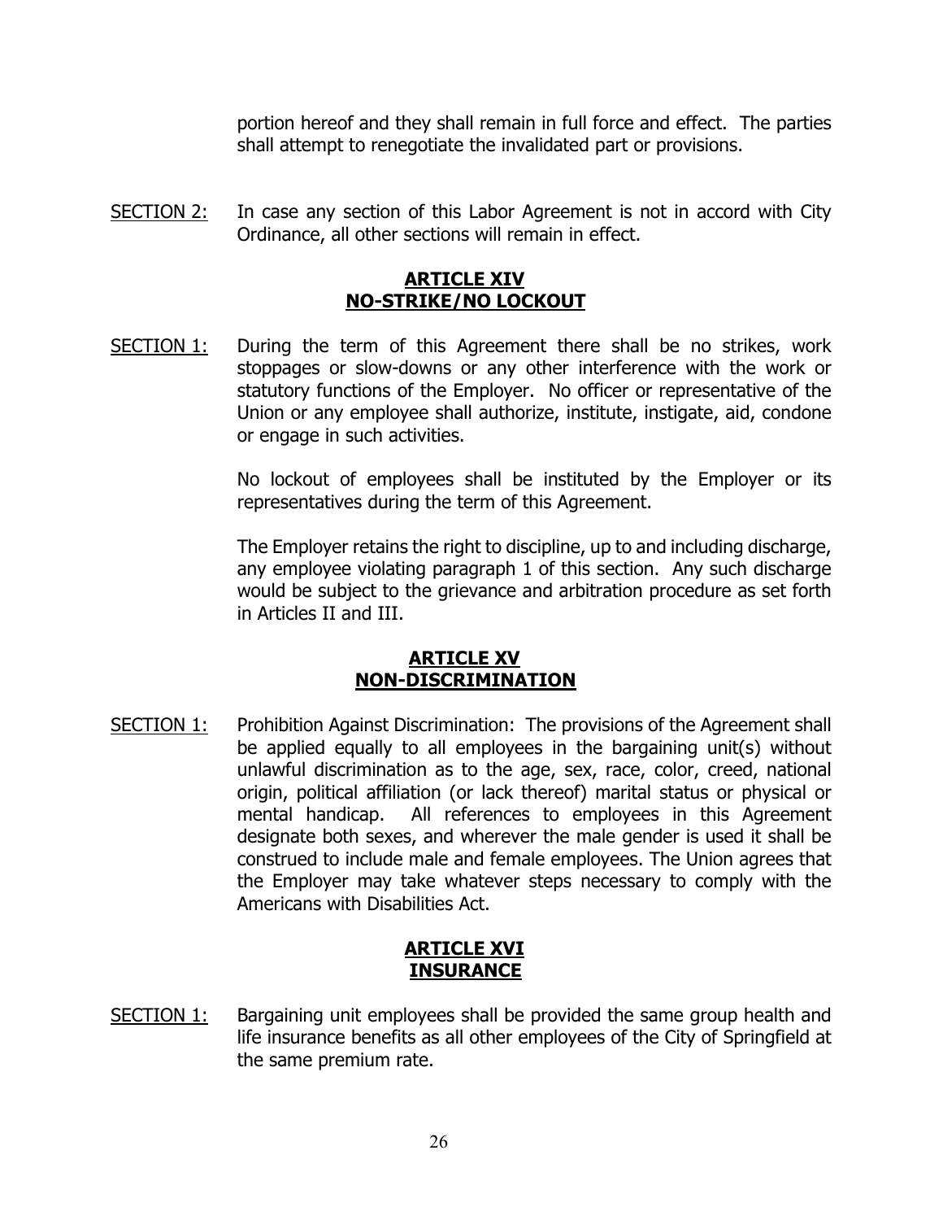portion hereof and they shall remain in full force and effect. The parties shall attempt to renegotiate the invalidated part or provisions.

SECTION 2: In case any section of this Labor Agreement is not in accord with City Ordinance, all other sections will remain in effect.

## ARTICLE XIV
## NO-STRIKE/NO LOCKOUT

SECTION 1: During the term of this Agreement there shall be no strikes, work stoppages or slow-downs or any other interference with the work or statutory functions of the Employer. No officer or representative of the Union or any employee shall authorize, institute, instigate, aid, condone or engage in such activities.

No lockout of employees shall be instituted by the Employer or its representatives during the term of this Agreement.

The Employer retains the right to discipline, up to and including discharge, any employee violating paragraph 1 of this section. Any such discharge would be subject to the grievance and arbitration procedure as set forth in Articles II and III.

## ARTICLE XV
## NON-DISCRIMINATION

SECTION 1: Prohibition Against Discrimination: The provisions of the Agreement shall be applied equally to all employees in the bargaining unit(s) without unlawful discrimination as to the age, sex, race, color, creed, national origin, political affiliation (or lack thereof) marital status or physical or mental handicap. All references to employees in this Agreement designate both sexes, and wherever the male gender is used it shall be construed to include male and female employees. The Union agrees that the Employer may take whatever steps necessary to comply with the Americans with Disabilities Act.

## ARTICLE XVI
## INSURANCE

SECTION 1: Bargaining unit employees shall be provided the same group health and life insurance benefits as all other employees of the City of Springfield at the same premium rate.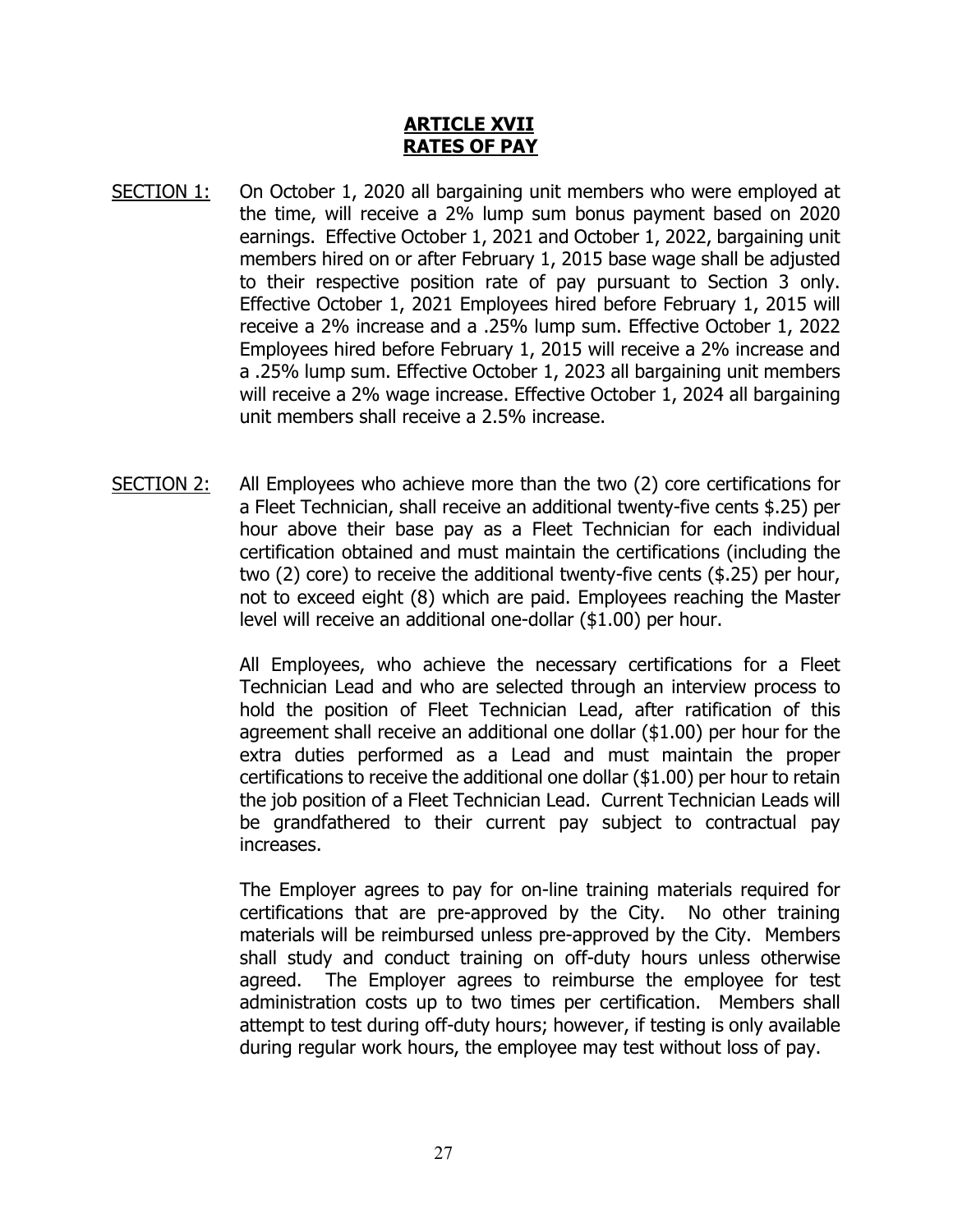# ARTICLE XVII
# RATES OF PAY

SECTION 1: On October 1, 2020 all bargaining unit members who were employed at the time, will receive a 2% lump sum bonus payment based on 2020 earnings. Effective October 1, 2021 and October 1, 2022, bargaining unit members hired on or after February 1, 2015 base wage shall be adjusted to their respective position rate of pay pursuant to Section 3 only. Effective October 1, 2021 Employees hired before February 1, 2015 will receive a 2% increase and a .25% lump sum. Effective October 1, 2022 Employees hired before February 1, 2015 will receive a 2% increase and a .25% lump sum. Effective October 1, 2023 all bargaining unit members will receive a 2% wage increase. Effective October 1, 2024 all bargaining unit members shall receive a 2.5% increase.

SECTION 2: All Employees who achieve more than the two (2) core certifications for a Fleet Technician, shall receive an additional twenty-five cents $.25) per hour above their base pay as a Fleet Technician for each individual certification obtained and must maintain the certifications (including the two (2) core) to receive the additional twenty-five cents ($.25) per hour, not to exceed eight (8) which are paid. Employees reaching the Master level will receive an additional one-dollar ($1.00) per hour.

All Employees, who achieve the necessary certifications for a Fleet Technician Lead and who are selected through an interview process to hold the position of Fleet Technician Lead, after ratification of this agreement shall receive an additional one dollar ($1.00) per hour for the extra duties performed as a Lead and must maintain the proper certifications to receive the additional one dollar ($1.00) per hour to retain the job position of a Fleet Technician Lead. Current Technician Leads will be grandfathered to their current pay subject to contractual pay increases.

The Employer agrees to pay for on-line training materials required for certifications that are pre-approved by the City. No other training materials will be reimbursed unless pre-approved by the City. Members shall study and conduct training on off-duty hours unless otherwise agreed. The Employer agrees to reimburse the employee for test administration costs up to two times per certification. Members shall attempt to test during off-duty hours; however, if testing is only available during regular work hours, the employee may test without loss of pay.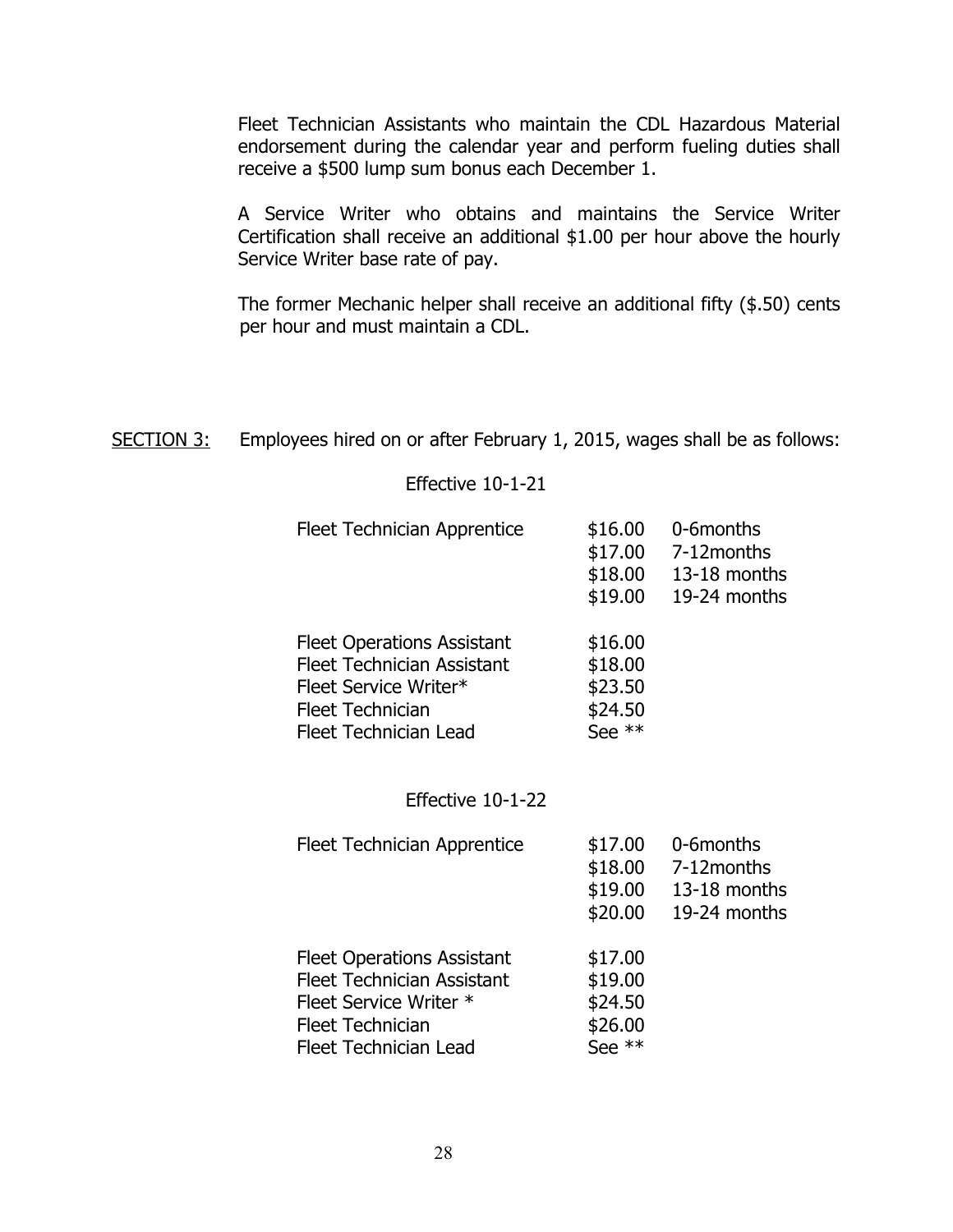Fleet Technician Assistants who maintain the CDL Hazardous Material endorsement during the calendar year and perform fueling duties shall receive a $500 lump sum bonus each December 1.

A Service Writer who obtains and maintains the Service Writer Certification shall receive an additional $1.00 per hour above the hourly Service Writer base rate of pay.

The former Mechanic helper shall receive an additional fifty ($.50) cents per hour and must maintain a CDL.

<u>SECTION 3:</u> Employees hired on or after February 1, 2015, wages shall be as follows:

Effective 10-1-21

| Position | Rate | Period |
|---|---|---|
| Fleet Technician Apprentice | $16.00 | 0-6months |
| | $17.00 | 7-12months |
| | $18.00 | 13-18 months |
| | $19.00 | 19-24 months |
| Fleet Operations Assistant | $16.00 | |
| Fleet Technician Assistant | $18.00 | |
| Fleet Service Writer* | $23.50 | |
| Fleet Technician | $24.50 | |
| Fleet Technician Lead | See ** | |

Effective 10-1-22

| Position | Rate | Period |
|---|---|---|
| Fleet Technician Apprentice | $17.00 | 0-6months |
| | $18.00 | 7-12months |
| | $19.00 | 13-18 months |
| | $20.00 | 19-24 months |
| Fleet Operations Assistant | $17.00 | |
| Fleet Technician Assistant | $19.00 | |
| Fleet Service Writer * | $24.50 | |
| Fleet Technician | $26.00 | |
| Fleet Technician Lead | See ** | |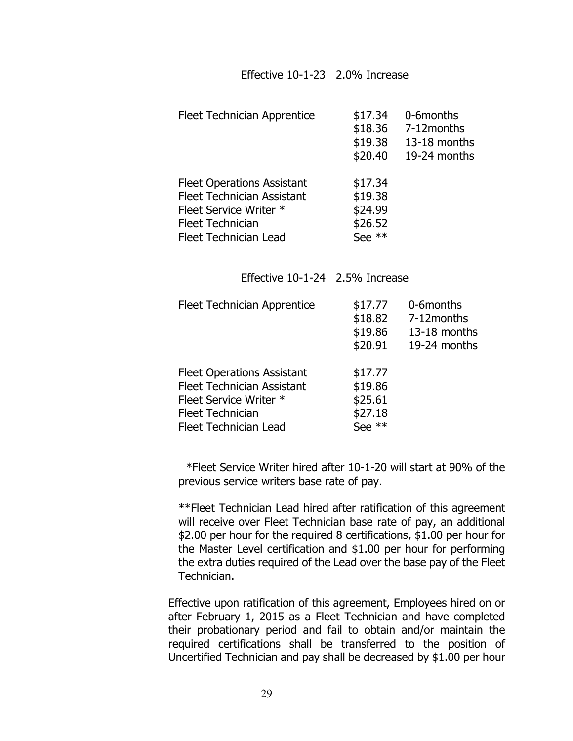Effective 10-1-23 2.0% Increase

| | | |
|---|---|---|
| Fleet Technician Apprentice | $17.34 | 0-6months |
| | $18.36 | 7-12months |
| | $19.38 | 13-18 months |
| | $20.40 | 19-24 months |
| Fleet Operations Assistant | $17.34 | |
| Fleet Technician Assistant | $19.38 | |
| Fleet Service Writer * | $24.99 | |
| Fleet Technician | $26.52 | |
| Fleet Technician Lead | See ** | |

Effective 10-1-24 2.5% Increase

| | | |
|---|---|---|
| Fleet Technician Apprentice | $17.77 | 0-6months |
| | $18.82 | 7-12months |
| | $19.86 | 13-18 months |
| | $20.91 | 19-24 months |
| Fleet Operations Assistant | $17.77 | |
| Fleet Technician Assistant | $19.86 | |
| Fleet Service Writer * | $25.61 | |
| Fleet Technician | $27.18 | |
| Fleet Technician Lead | See ** | |

*Fleet Service Writer hired after 10-1-20 will start at 90% of the previous service writers base rate of pay.

**Fleet Technician Lead hired after ratification of this agreement will receive over Fleet Technician base rate of pay, an additional $2.00 per hour for the required 8 certifications, $1.00 per hour for the Master Level certification and $1.00 per hour for performing the extra duties required of the Lead over the base pay of the Fleet Technician.

Effective upon ratification of this agreement, Employees hired on or after February 1, 2015 as a Fleet Technician and have completed their probationary period and fail to obtain and/or maintain the required certifications shall be transferred to the position of Uncertified Technician and pay shall be decreased by $1.00 per hour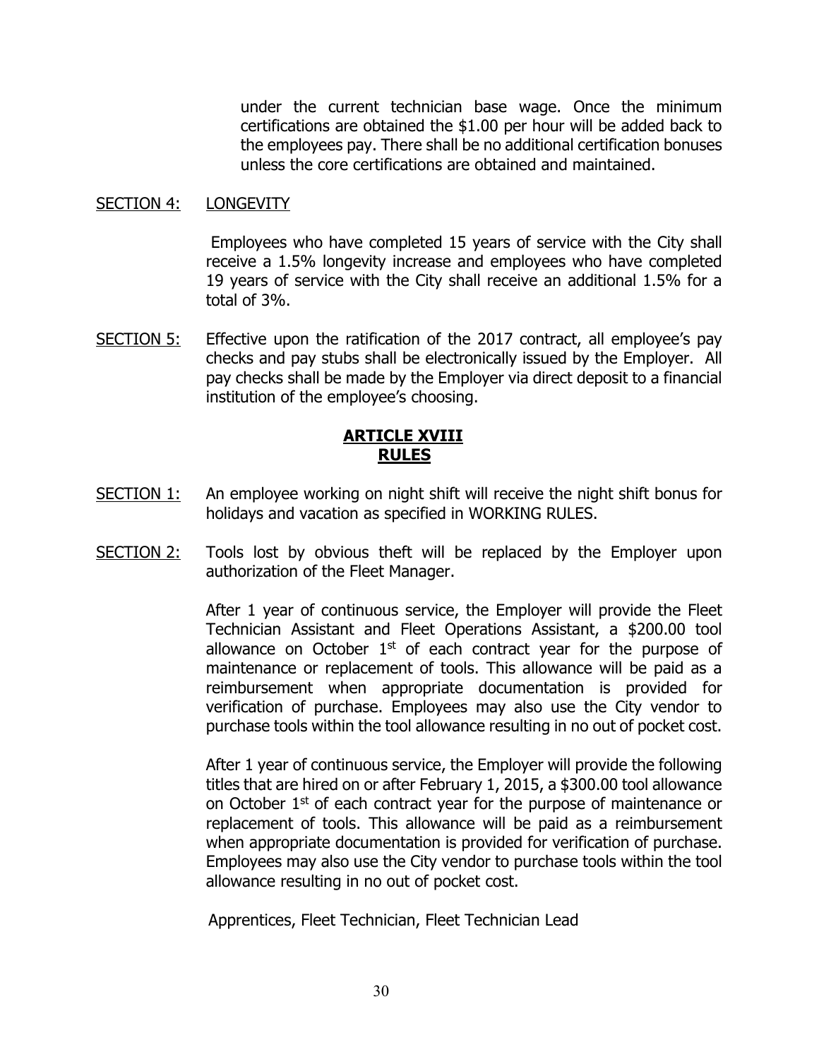under the current technician base wage. Once the minimum certifications are obtained the $1.00 per hour will be added back to the employees pay. There shall be no additional certification bonuses unless the core certifications are obtained and maintained.

SECTION 4: LONGEVITY

Employees who have completed 15 years of service with the City shall receive a 1.5% longevity increase and employees who have completed 19 years of service with the City shall receive an additional 1.5% for a total of 3%.

SECTION 5: Effective upon the ratification of the 2017 contract, all employee's pay checks and pay stubs shall be electronically issued by the Employer. All pay checks shall be made by the Employer via direct deposit to a financial institution of the employee's choosing.

## ARTICLE XVIII
## RULES

SECTION 1: An employee working on night shift will receive the night shift bonus for holidays and vacation as specified in WORKING RULES.

SECTION 2: Tools lost by obvious theft will be replaced by the Employer upon authorization of the Fleet Manager.

After 1 year of continuous service, the Employer will provide the Fleet Technician Assistant and Fleet Operations Assistant, a $200.00 tool allowance on October 1st of each contract year for the purpose of maintenance or replacement of tools. This allowance will be paid as a reimbursement when appropriate documentation is provided for verification of purchase. Employees may also use the City vendor to purchase tools within the tool allowance resulting in no out of pocket cost.

After 1 year of continuous service, the Employer will provide the following titles that are hired on or after February 1, 2015, a $300.00 tool allowance on October 1st of each contract year for the purpose of maintenance or replacement of tools. This allowance will be paid as a reimbursement when appropriate documentation is provided for verification of purchase. Employees may also use the City vendor to purchase tools within the tool allowance resulting in no out of pocket cost.

Apprentices, Fleet Technician, Fleet Technician Lead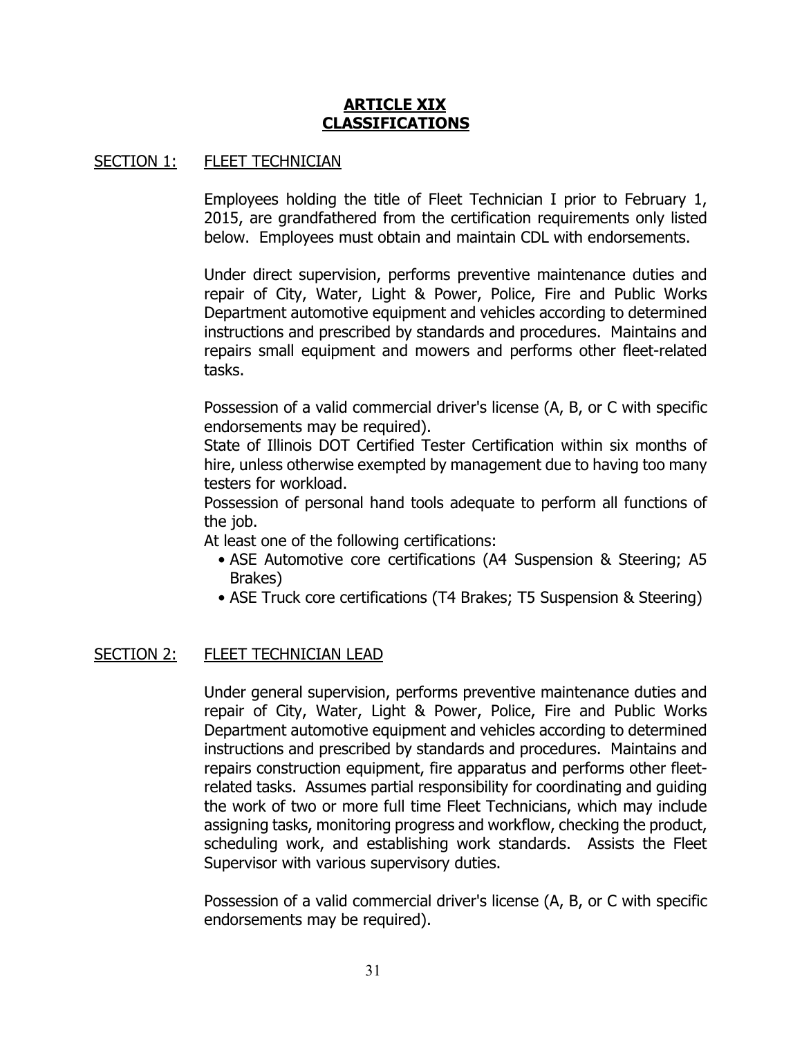# ARTICLE XIX
# CLASSIFICATIONS

## SECTION 1: FLEET TECHNICIAN

Employees holding the title of Fleet Technician I prior to February 1, 2015, are grandfathered from the certification requirements only listed below. Employees must obtain and maintain CDL with endorsements.

Under direct supervision, performs preventive maintenance duties and repair of City, Water, Light & Power, Police, Fire and Public Works Department automotive equipment and vehicles according to determined instructions and prescribed by standards and procedures. Maintains and repairs small equipment and mowers and performs other fleet-related tasks.

Possession of a valid commercial driver's license (A, B, or C with specific endorsements may be required).
State of Illinois DOT Certified Tester Certification within six months of hire, unless otherwise exempted by management due to having too many testers for workload.
Possession of personal hand tools adequate to perform all functions of the job.
At least one of the following certifications:

- ASE Automotive core certifications (A4 Suspension & Steering; A5 Brakes)
- ASE Truck core certifications (T4 Brakes; T5 Suspension & Steering)

## SECTION 2: FLEET TECHNICIAN LEAD

Under general supervision, performs preventive maintenance duties and repair of City, Water, Light & Power, Police, Fire and Public Works Department automotive equipment and vehicles according to determined instructions and prescribed by standards and procedures. Maintains and repairs construction equipment, fire apparatus and performs other fleet-related tasks. Assumes partial responsibility for coordinating and guiding the work of two or more full time Fleet Technicians, which may include assigning tasks, monitoring progress and workflow, checking the product, scheduling work, and establishing work standards. Assists the Fleet Supervisor with various supervisory duties.

Possession of a valid commercial driver's license (A, B, or C with specific endorsements may be required).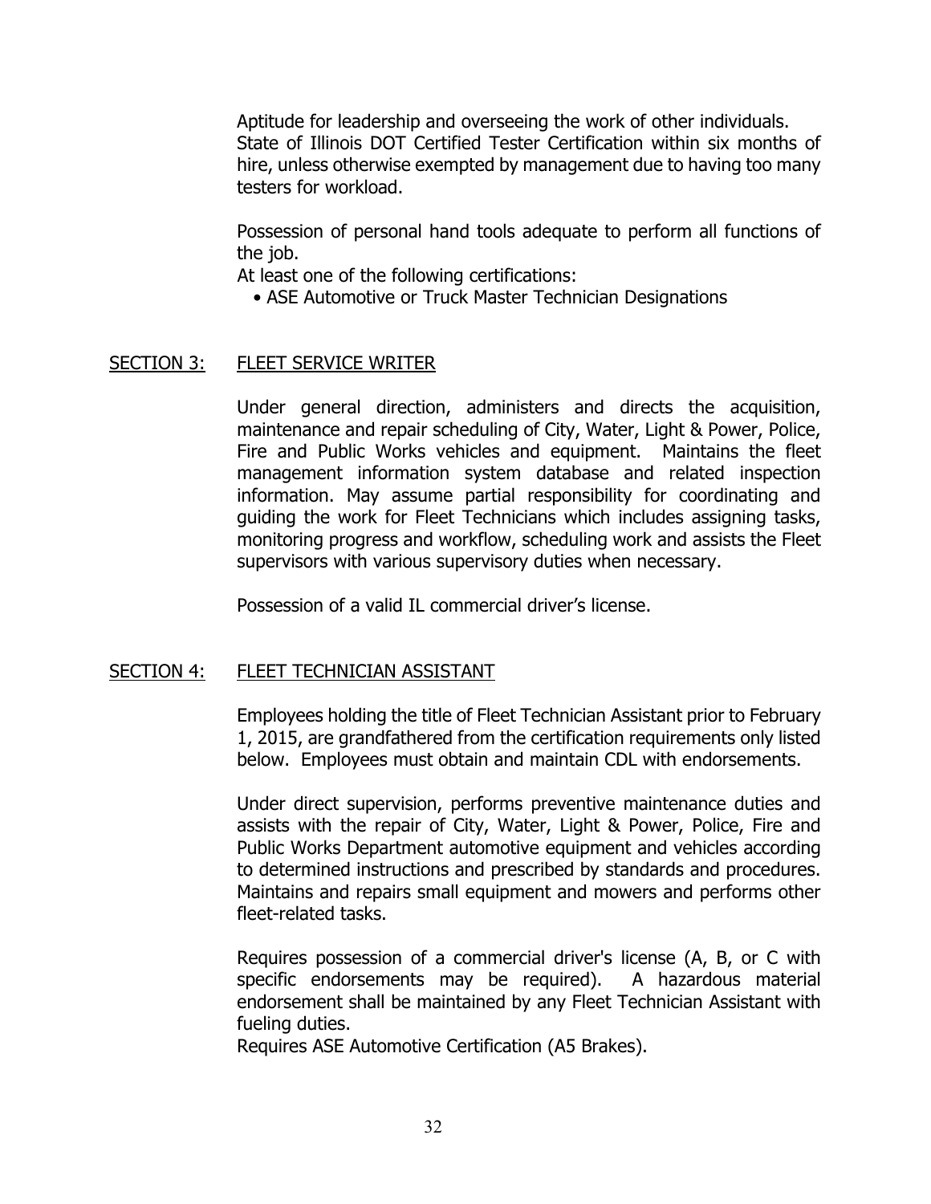Aptitude for leadership and overseeing the work of other individuals.
State of Illinois DOT Certified Tester Certification within six months of hire, unless otherwise exempted by management due to having too many testers for workload.

Possession of personal hand tools adequate to perform all functions of the job.
At least one of the following certifications:

- ASE Automotive or Truck Master Technician Designations

## SECTION 3: FLEET SERVICE WRITER

Under general direction, administers and directs the acquisition, maintenance and repair scheduling of City, Water, Light & Power, Police, Fire and Public Works vehicles and equipment. Maintains the fleet management information system database and related inspection information. May assume partial responsibility for coordinating and guiding the work for Fleet Technicians which includes assigning tasks, monitoring progress and workflow, scheduling work and assists the Fleet supervisors with various supervisory duties when necessary.

Possession of a valid IL commercial driver's license.

## SECTION 4: FLEET TECHNICIAN ASSISTANT

Employees holding the title of Fleet Technician Assistant prior to February 1, 2015, are grandfathered from the certification requirements only listed below. Employees must obtain and maintain CDL with endorsements.

Under direct supervision, performs preventive maintenance duties and assists with the repair of City, Water, Light & Power, Police, Fire and Public Works Department automotive equipment and vehicles according to determined instructions and prescribed by standards and procedures. Maintains and repairs small equipment and mowers and performs other fleet-related tasks.

Requires possession of a commercial driver's license (A, B, or C with specific endorsements may be required). A hazardous material endorsement shall be maintained by any Fleet Technician Assistant with fueling duties.
Requires ASE Automotive Certification (A5 Brakes).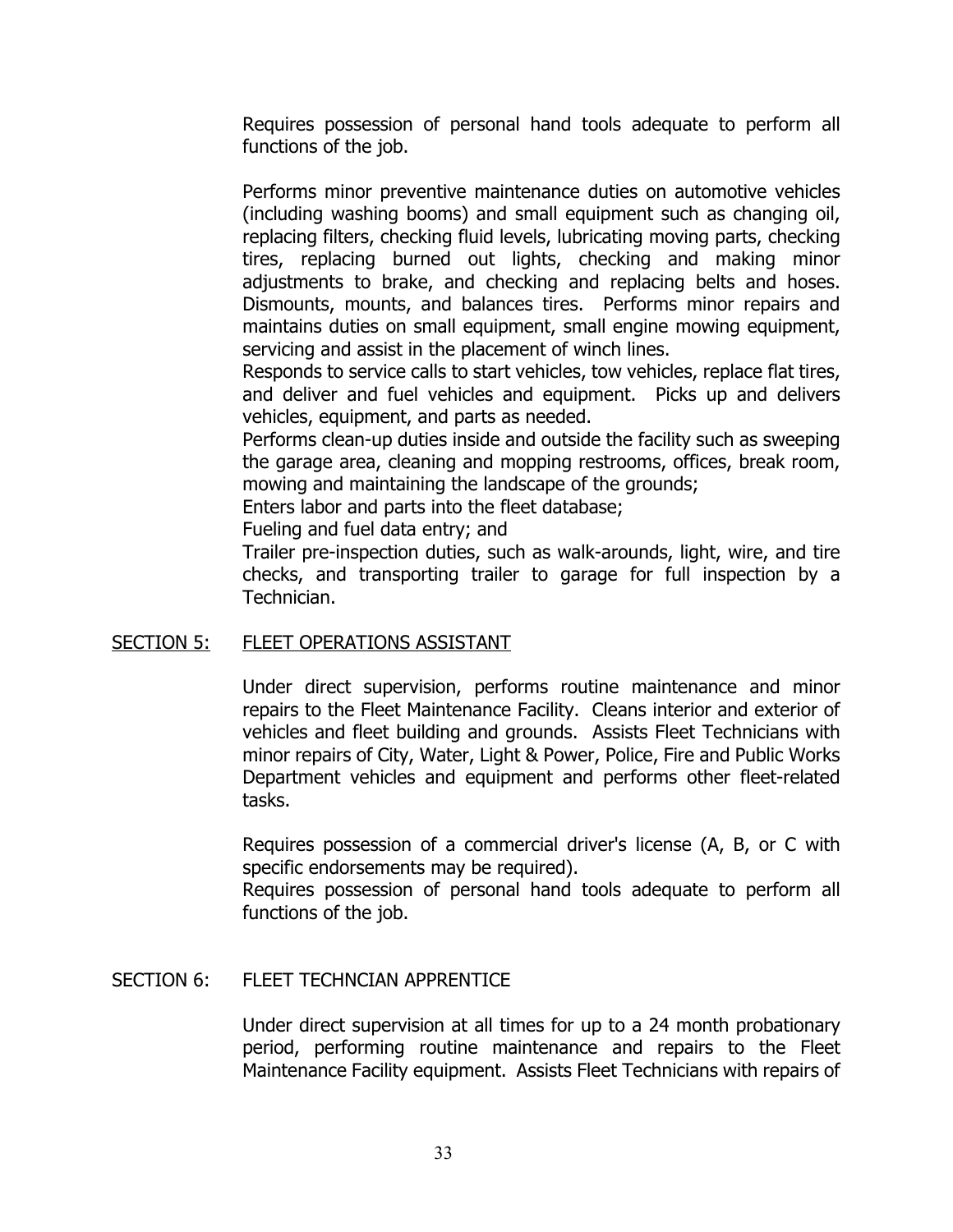Requires possession of personal hand tools adequate to perform all functions of the job.

Performs minor preventive maintenance duties on automotive vehicles (including washing booms) and small equipment such as changing oil, replacing filters, checking fluid levels, lubricating moving parts, checking tires, replacing burned out lights, checking and making minor adjustments to brake, and checking and replacing belts and hoses. Dismounts, mounts, and balances tires. Performs minor repairs and maintains duties on small equipment, small engine mowing equipment, servicing and assist in the placement of winch lines.

Responds to service calls to start vehicles, tow vehicles, replace flat tires, and deliver and fuel vehicles and equipment. Picks up and delivers vehicles, equipment, and parts as needed.

Performs clean-up duties inside and outside the facility such as sweeping the garage area, cleaning and mopping restrooms, offices, break room, mowing and maintaining the landscape of the grounds;

Enters labor and parts into the fleet database;

Fueling and fuel data entry; and

Trailer pre-inspection duties, such as walk-arounds, light, wire, and tire checks, and transporting trailer to garage for full inspection by a Technician.

## SECTION 5: FLEET OPERATIONS ASSISTANT

Under direct supervision, performs routine maintenance and minor repairs to the Fleet Maintenance Facility. Cleans interior and exterior of vehicles and fleet building and grounds. Assists Fleet Technicians with minor repairs of City, Water, Light & Power, Police, Fire and Public Works Department vehicles and equipment and performs other fleet-related tasks.

Requires possession of a commercial driver's license (A, B, or C with specific endorsements may be required).

Requires possession of personal hand tools adequate to perform all functions of the job.

## SECTION 6: FLEET TECHNCIAN APPRENTICE

Under direct supervision at all times for up to a 24 month probationary period, performing routine maintenance and repairs to the Fleet Maintenance Facility equipment. Assists Fleet Technicians with repairs of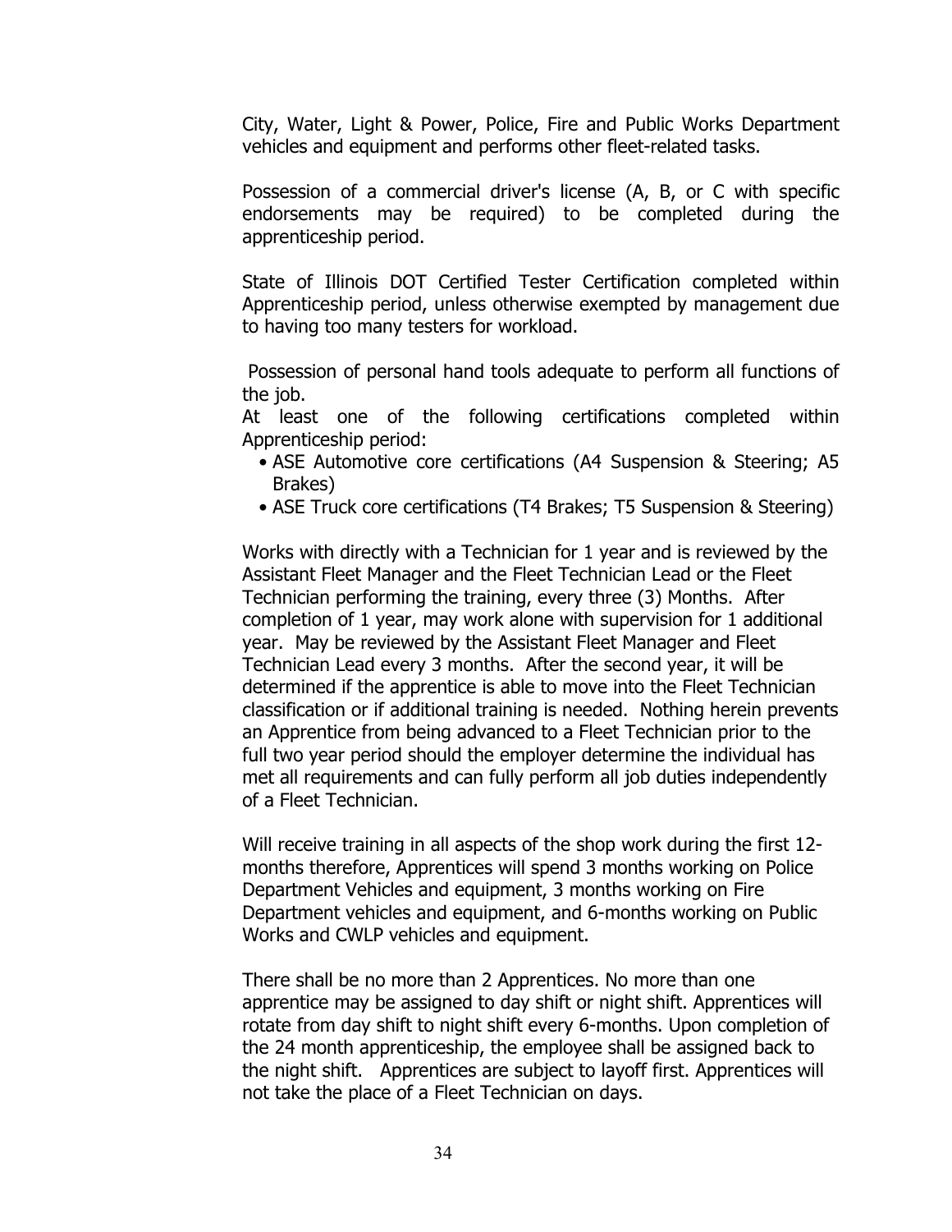City, Water, Light & Power, Police, Fire and Public Works Department vehicles and equipment and performs other fleet-related tasks.

Possession of a commercial driver's license (A, B, or C with specific endorsements may be required) to be completed during the apprenticeship period.

State of Illinois DOT Certified Tester Certification completed within Apprenticeship period, unless otherwise exempted by management due to having too many testers for workload.

Possession of personal hand tools adequate to perform all functions of the job.

At least one of the following certifications completed within Apprenticeship period:

- ASE Automotive core certifications (A4 Suspension & Steering; A5 Brakes)
- ASE Truck core certifications (T4 Brakes; T5 Suspension & Steering)

Works with directly with a Technician for 1 year and is reviewed by the Assistant Fleet Manager and the Fleet Technician Lead or the Fleet Technician performing the training, every three (3) Months. After completion of 1 year, may work alone with supervision for 1 additional year. May be reviewed by the Assistant Fleet Manager and Fleet Technician Lead every 3 months. After the second year, it will be determined if the apprentice is able to move into the Fleet Technician classification or if additional training is needed. Nothing herein prevents an Apprentice from being advanced to a Fleet Technician prior to the full two year period should the employer determine the individual has met all requirements and can fully perform all job duties independently of a Fleet Technician.

Will receive training in all aspects of the shop work during the first 12-months therefore, Apprentices will spend 3 months working on Police Department Vehicles and equipment, 3 months working on Fire Department vehicles and equipment, and 6-months working on Public Works and CWLP vehicles and equipment.

There shall be no more than 2 Apprentices. No more than one apprentice may be assigned to day shift or night shift. Apprentices will rotate from day shift to night shift every 6-months. Upon completion of the 24 month apprenticeship, the employee shall be assigned back to the night shift. Apprentices are subject to layoff first. Apprentices will not take the place of a Fleet Technician on days.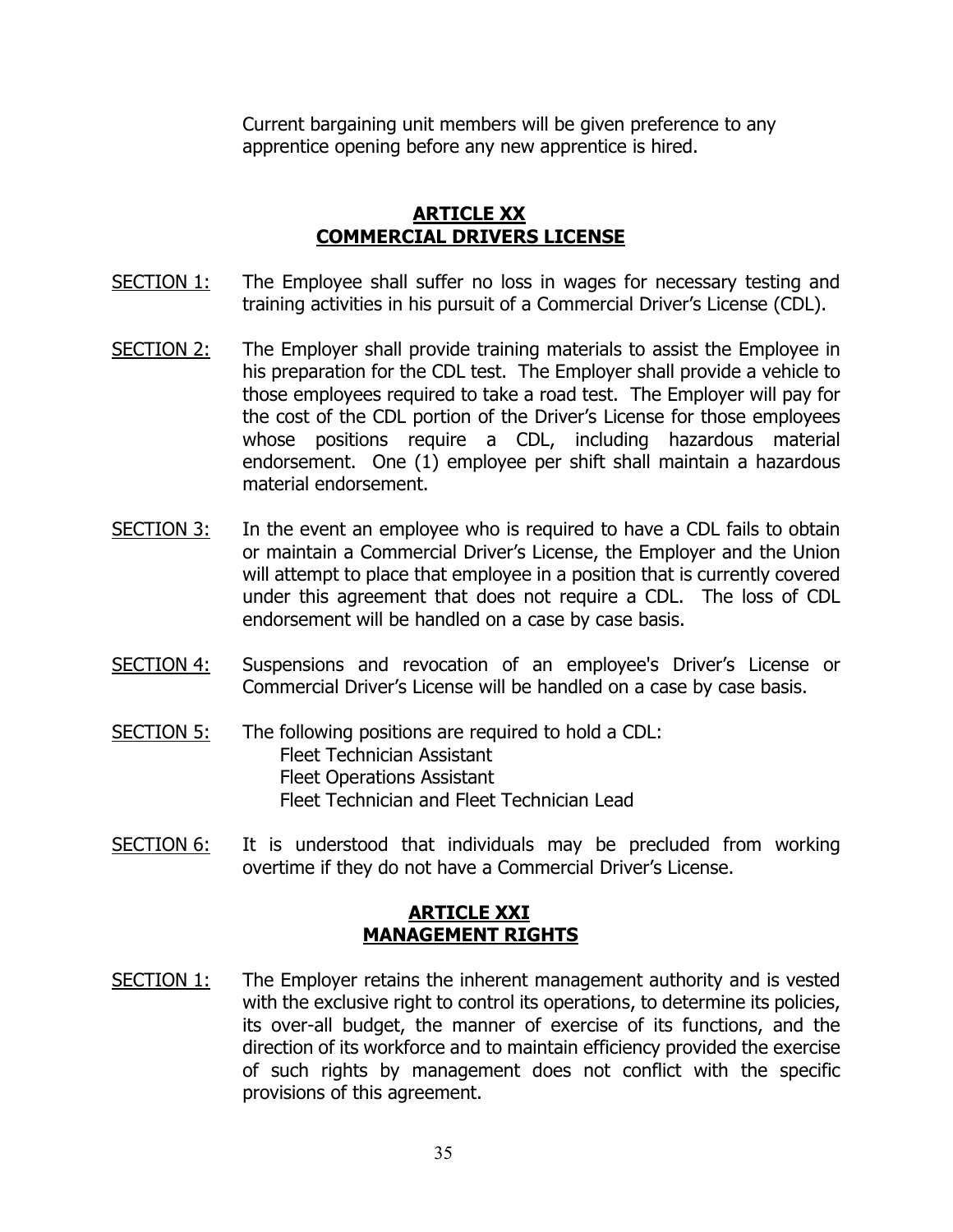Current bargaining unit members will be given preference to any apprentice opening before any new apprentice is hired.

## ARTICLE XX
## COMMERCIAL DRIVERS LICENSE

SECTION 1: The Employee shall suffer no loss in wages for necessary testing and training activities in his pursuit of a Commercial Driver's License (CDL).

SECTION 2: The Employer shall provide training materials to assist the Employee in his preparation for the CDL test. The Employer shall provide a vehicle to those employees required to take a road test. The Employer will pay for the cost of the CDL portion of the Driver's License for those employees whose positions require a CDL, including hazardous material endorsement. One (1) employee per shift shall maintain a hazardous material endorsement.

SECTION 3: In the event an employee who is required to have a CDL fails to obtain or maintain a Commercial Driver's License, the Employer and the Union will attempt to place that employee in a position that is currently covered under this agreement that does not require a CDL. The loss of CDL endorsement will be handled on a case by case basis.

SECTION 4: Suspensions and revocation of an employee's Driver's License or Commercial Driver's License will be handled on a case by case basis.

SECTION 5: The following positions are required to hold a CDL:
Fleet Technician Assistant
Fleet Operations Assistant
Fleet Technician and Fleet Technician Lead

SECTION 6: It is understood that individuals may be precluded from working overtime if they do not have a Commercial Driver's License.

## ARTICLE XXI
## MANAGEMENT RIGHTS

SECTION 1: The Employer retains the inherent management authority and is vested with the exclusive right to control its operations, to determine its policies, its over-all budget, the manner of exercise of its functions, and the direction of its workforce and to maintain efficiency provided the exercise of such rights by management does not conflict with the specific provisions of this agreement.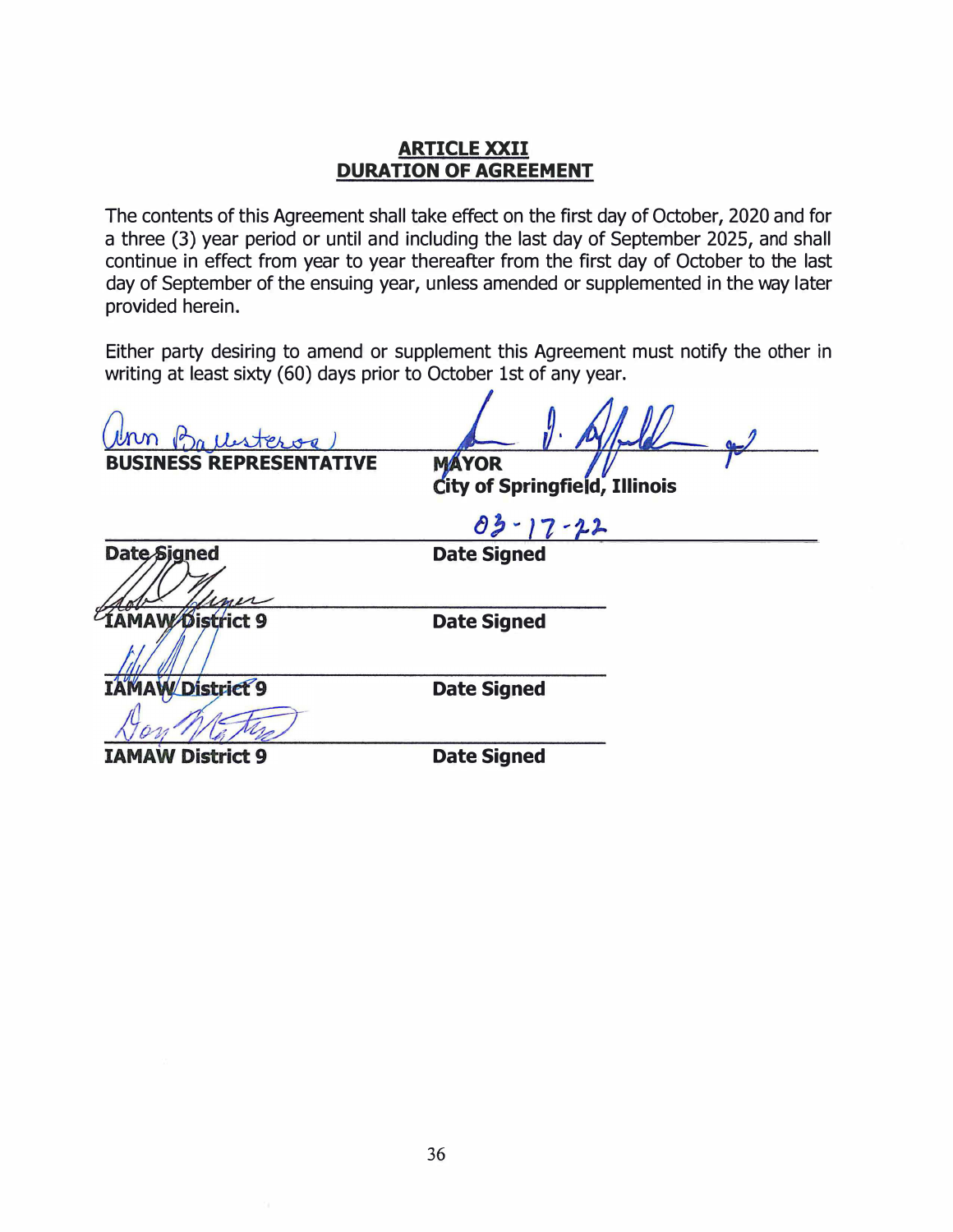## ARTICLE XXII
## DURATION OF AGREEMENT

The contents of this Agreement shall take effect on the first day of October, 2020 and for a three (3) year period or until and including the last day of September 2025, and shall continue in effect from year to year thereafter from the first day of October to the last day of September of the ensuing year, unless amended or supplemented in the way later provided herein.

Either party desiring to amend or supplement this Agreement must notify the other in writing at least sixty (60) days prior to October 1st of any year.

| | |
|---|---|
| Ann Ballesteros | |
| **BUSINESS REPRESENTATIVE** | **MAYOR** |
| | **City of Springfield, Illinois** |
| | 03-17-22 |
| **Date Signed** | **Date Signed** |
| **IAMAW District 9** | **Date Signed** |
| **IAMAW District 9** | **Date Signed** |
| Don Martin | |
| **IAMAW District 9** | **Date Signed** |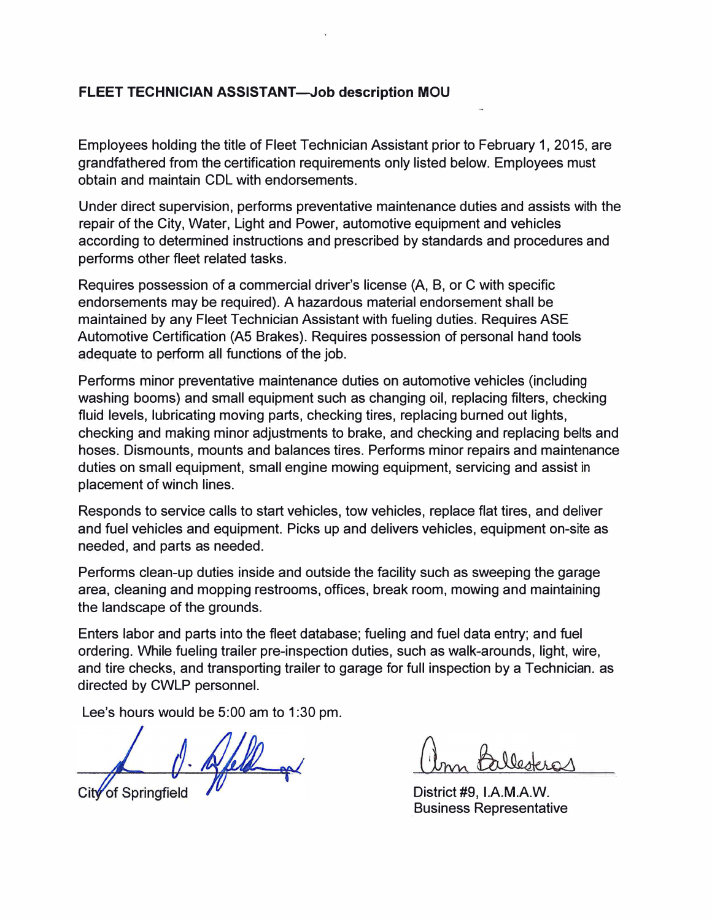**FLEET TECHNICIAN ASSISTANT—Job description MOU**

Employees holding the title of Fleet Technician Assistant prior to February 1, 2015, are grandfathered from the certification requirements only listed below. Employees must obtain and maintain CDL with endorsements.

Under direct supervision, performs preventative maintenance duties and assists with the repair of the City, Water, Light and Power, automotive equipment and vehicles according to determined instructions and prescribed by standards and procedures and performs other fleet related tasks.

Requires possession of a commercial driver's license (A, B, or C with specific endorsements may be required). A hazardous material endorsement shall be maintained by any Fleet Technician Assistant with fueling duties. Requires ASE Automotive Certification (A5 Brakes). Requires possession of personal hand tools adequate to perform all functions of the job.

Performs minor preventative maintenance duties on automotive vehicles (including washing booms) and small equipment such as changing oil, replacing filters, checking fluid levels, lubricating moving parts, checking tires, replacing burned out lights, checking and making minor adjustments to brake, and checking and replacing belts and hoses. Dismounts, mounts and balances tires. Performs minor repairs and maintenance duties on small equipment, small engine mowing equipment, servicing and assist in placement of winch lines.

Responds to service calls to start vehicles, tow vehicles, replace flat tires, and deliver and fuel vehicles and equipment. Picks up and delivers vehicles, equipment on-site as needed, and parts as needed.

Performs clean-up duties inside and outside the facility such as sweeping the garage area, cleaning and mopping restrooms, offices, break room, mowing and maintaining the landscape of the grounds.

Enters labor and parts into the fleet database; fueling and fuel data entry; and fuel ordering. While fueling trailer pre-inspection duties, such as walk-arounds, light, wire, and tire checks, and transporting trailer to garage for full inspection by a Technician. as directed by CWLP personnel.

Lee's hours would be 5:00 am to 1:30 pm.

City of Springfield

Ann Ballesteros

District #9, I.A.M.A.W.
Business Representative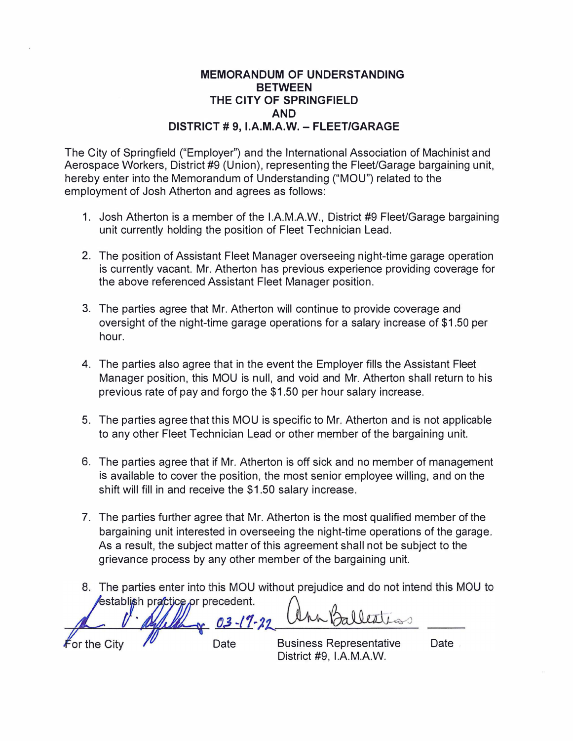**MEMORANDUM OF UNDERSTANDING**
**BETWEEN**
**THE CITY OF SPRINGFIELD**
**AND**
**DISTRICT # 9, I.A.M.A.W. – FLEET/GARAGE**

The City of Springfield ("Employer") and the International Association of Machinist and Aerospace Workers, District #9 (Union), representing the Fleet/Garage bargaining unit, hereby enter into the Memorandum of Understanding ("MOU") related to the employment of Josh Atherton and agrees as follows:

1. Josh Atherton is a member of the I.A.M.A.W., District #9 Fleet/Garage bargaining unit currently holding the position of Fleet Technician Lead.

2. The position of Assistant Fleet Manager overseeing night-time garage operation is currently vacant. Mr. Atherton has previous experience providing coverage for the above referenced Assistant Fleet Manager position.

3. The parties agree that Mr. Atherton will continue to provide coverage and oversight of the night-time garage operations for a salary increase of $1.50 per hour.

4. The parties also agree that in the event the Employer fills the Assistant Fleet Manager position, this MOU is null, and void and Mr. Atherton shall return to his previous rate of pay and forgo the $1.50 per hour salary increase.

5. The parties agree that this MOU is specific to Mr. Atherton and is not applicable to any other Fleet Technician Lead or other member of the bargaining unit.

6. The parties agree that if Mr. Atherton is off sick and no member of management is available to cover the position, the most senior employee willing, and on the shift will fill in and receive the $1.50 salary increase.

7. The parties further agree that Mr. Atherton is the most qualified member of the bargaining unit interested in overseeing the night-time operations of the garage. As a result, the subject matter of this agreement shall not be subject to the grievance process by any other member of the bargaining unit.

8. The parties enter into this MOU without prejudice and do not intend this MOU to establish practice or precedent.

| | | | |
|---|---|---|---|
| For the City | Date: 03-17-22 | Business Representative District #9, I.A.M.A.W. | Date |